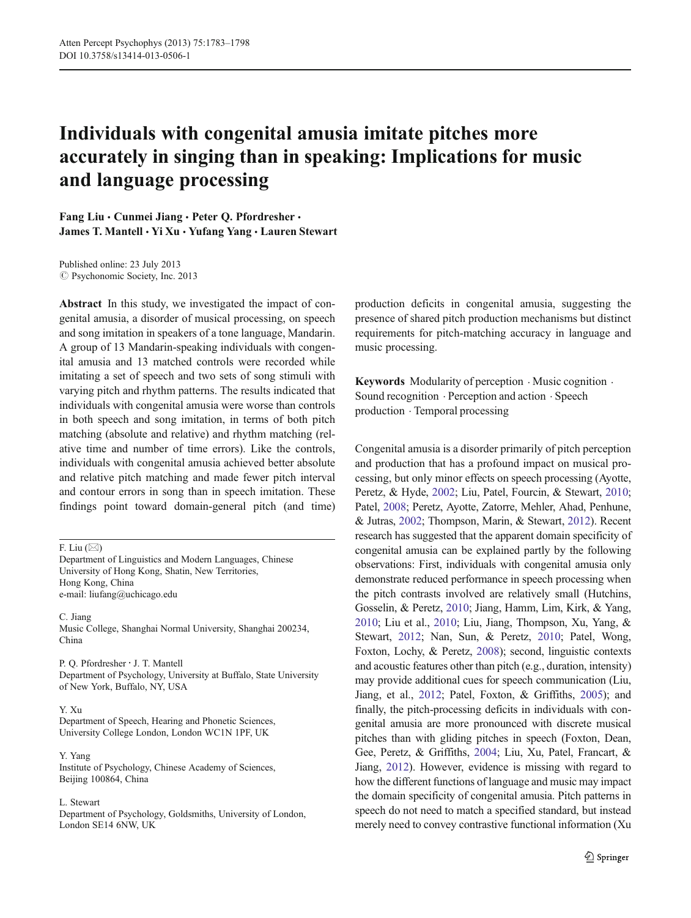# Individuals with congenital amusia imitate pitches more accurately in singing than in speaking: Implications for music and language processing

**Fang Liu · Cunmei Jiang · Peter Q. Pfordresher · James T. Mantell · Yi Xu · Yufang Yang · Lauren Stewart**

Published online: 23 July 2013
© Psychonomic Society, Inc. 2013

**Abstract** In this study, we investigated the impact of congenital amusia, a disorder of musical processing, on speech and song imitation in speakers of a tone language, Mandarin. A group of 13 Mandarin-speaking individuals with congenital amusia and 13 matched controls were recorded while imitating a set of speech and two sets of song stimuli with varying pitch and rhythm patterns. The results indicated that individuals with congenital amusia were worse than controls in both speech and song imitation, in terms of both pitch matching (absolute and relative) and rhythm matching (relative time and number of time errors). Like the controls, individuals with congenital amusia achieved better absolute and relative pitch matching and made fewer pitch interval and contour errors in song than in speech imitation. These findings point toward domain-general pitch (and time) production deficits in congenital amusia, suggesting the presence of shared pitch production mechanisms but distinct requirements for pitch-matching accuracy in language and music processing.

**Keywords** Modularity of perception · Music cognition · Sound recognition · Perception and action · Speech production · Temporal processing

F. Liu (✉)
Department of Linguistics and Modern Languages, Chinese University of Hong Kong, Shatin, New Territories, Hong Kong, China
e-mail: liufang@uchicago.edu

C. Jiang
Music College, Shanghai Normal University, Shanghai 200234, China

P. Q. Pfordresher · J. T. Mantell
Department of Psychology, University at Buffalo, State University of New York, Buffalo, NY, USA

Y. Xu
Department of Speech, Hearing and Phonetic Sciences, University College London, London WC1N 1PF, UK

Y. Yang
Institute of Psychology, Chinese Academy of Sciences, Beijing 100864, China

L. Stewart
Department of Psychology, Goldsmiths, University of London, London SE14 6NW, UK

Congenital amusia is a disorder primarily of pitch perception and production that has a profound impact on musical processing, but only minor effects on speech processing (Ayotte, Peretz, & Hyde, 2002; Liu, Patel, Fourcin, & Stewart, 2010; Patel, 2008; Peretz, Ayotte, Zatorre, Mehler, Ahad, Penhune, & Jutras, 2002; Thompson, Marin, & Stewart, 2012). Recent research has suggested that the apparent domain specificity of congenital amusia can be explained partly by the following observations: First, individuals with congenital amusia only demonstrate reduced performance in speech processing when the pitch contrasts involved are relatively small (Hutchins, Gosselin, & Peretz, 2010; Jiang, Hamm, Lim, Kirk, & Yang, 2010; Liu et al., 2010; Liu, Jiang, Thompson, Xu, Yang, & Stewart, 2012; Nan, Sun, & Peretz, 2010; Patel, Wong, Foxton, Lochy, & Peretz, 2008); second, linguistic contexts and acoustic features other than pitch (e.g., duration, intensity) may provide additional cues for speech communication (Liu, Jiang, et al., 2012; Patel, Foxton, & Griffiths, 2005); and finally, the pitch-processing deficits in individuals with congenital amusia are more pronounced with discrete musical pitches than with gliding pitches in speech (Foxton, Dean, Gee, Peretz, & Griffiths, 2004; Liu, Xu, Patel, Francart, & Jiang, 2012). However, evidence is missing with regard to how the different functions of language and music may impact the domain specificity of congenital amusia. Pitch patterns in speech do not need to match a specified standard, but instead merely need to convey contrastive functional information (Xu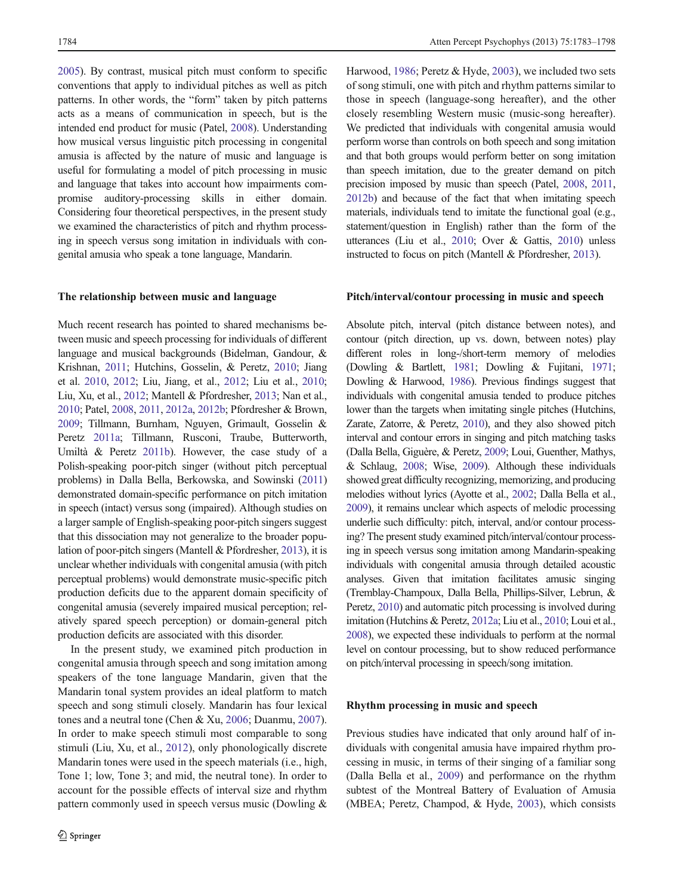2005). By contrast, musical pitch must conform to specific conventions that apply to individual pitches as well as pitch patterns. In other words, the "form" taken by pitch patterns acts as a means of communication in speech, but is the intended end product for music (Patel, 2008). Understanding how musical versus linguistic pitch processing in congenital amusia is affected by the nature of music and language is useful for formulating a model of pitch processing in music and language that takes into account how impairments compromise auditory-processing skills in either domain. Considering four theoretical perspectives, in the present study we examined the characteristics of pitch and rhythm processing in speech versus song imitation in individuals with congenital amusia who speak a tone language, Mandarin.

### The relationship between music and language

Much recent research has pointed to shared mechanisms between music and speech processing for individuals of different language and musical backgrounds (Bidelman, Gandour, & Krishnan, 2011; Hutchins, Gosselin, & Peretz, 2010; Jiang et al. 2010, 2012; Liu, Jiang, et al., 2012; Liu et al., 2010; Liu, Xu, et al., 2012; Mantell & Pfordresher, 2013; Nan et al., 2010; Patel, 2008, 2011, 2012a, 2012b; Pfordresher & Brown, 2009; Tillmann, Burnham, Nguyen, Grimault, Gosselin & Peretz 2011a; Tillmann, Rusconi, Traube, Butterworth, Umiltà & Peretz 2011b). However, the case study of a Polish-speaking poor-pitch singer (without pitch perceptual problems) in Dalla Bella, Berkowska, and Sowinski (2011) demonstrated domain-specific performance on pitch imitation in speech (intact) versus song (impaired). Although studies on a larger sample of English-speaking poor-pitch singers suggest that this dissociation may not generalize to the broader population of poor-pitch singers (Mantell & Pfordresher, 2013), it is unclear whether individuals with congenital amusia (with pitch perceptual problems) would demonstrate music-specific pitch production deficits due to the apparent domain specificity of congenital amusia (severely impaired musical perception; relatively spared speech perception) or domain-general pitch production deficits are associated with this disorder.

In the present study, we examined pitch production in congenital amusia through speech and song imitation among speakers of the tone language Mandarin, given that the Mandarin tonal system provides an ideal platform to match speech and song stimuli closely. Mandarin has four lexical tones and a neutral tone (Chen & Xu, 2006; Duanmu, 2007). In order to make speech stimuli most comparable to song stimuli (Liu, Xu, et al., 2012), only phonologically discrete Mandarin tones were used in the speech materials (i.e., high, Tone 1; low, Tone 3; and mid, the neutral tone). In order to account for the possible effects of interval size and rhythm pattern commonly used in speech versus music (Dowling & Harwood, 1986; Peretz & Hyde, 2003), we included two sets of song stimuli, one with pitch and rhythm patterns similar to those in speech (language-song hereafter), and the other closely resembling Western music (music-song hereafter). We predicted that individuals with congenital amusia would perform worse than controls on both speech and song imitation and that both groups would perform better on song imitation than speech imitation, due to the greater demand on pitch precision imposed by music than speech (Patel, 2008, 2011, 2012b) and because of the fact that when imitating speech materials, individuals tend to imitate the functional goal (e.g., statement/question in English) rather than the form of the utterances (Liu et al., 2010; Over & Gattis, 2010) unless instructed to focus on pitch (Mantell & Pfordresher, 2013).

### Pitch/interval/contour processing in music and speech

Absolute pitch, interval (pitch distance between notes), and contour (pitch direction, up vs. down, between notes) play different roles in long-/short-term memory of melodies (Dowling & Bartlett, 1981; Dowling & Fujitani, 1971; Dowling & Harwood, 1986). Previous findings suggest that individuals with congenital amusia tended to produce pitches lower than the targets when imitating single pitches (Hutchins, Zarate, Zatorre, & Peretz, 2010), and they also showed pitch interval and contour errors in singing and pitch matching tasks (Dalla Bella, Giguère, & Peretz, 2009; Loui, Guenther, Mathys, & Schlaug, 2008; Wise, 2009). Although these individuals showed great difficulty recognizing, memorizing, and producing melodies without lyrics (Ayotte et al., 2002; Dalla Bella et al., 2009), it remains unclear which aspects of melodic processing underlie such difficulty: pitch, interval, and/or contour processing? The present study examined pitch/interval/contour processing in speech versus song imitation among Mandarin-speaking individuals with congenital amusia through detailed acoustic analyses. Given that imitation facilitates amusic singing (Tremblay-Champoux, Dalla Bella, Phillips-Silver, Lebrun, & Peretz, 2010) and automatic pitch processing is involved during imitation (Hutchins & Peretz, 2012a; Liu et al., 2010; Loui et al., 2008), we expected these individuals to perform at the normal level on contour processing, but to show reduced performance on pitch/interval processing in speech/song imitation.

### Rhythm processing in music and speech

Previous studies have indicated that only around half of individuals with congenital amusia have impaired rhythm processing in music, in terms of their singing of a familiar song (Dalla Bella et al., 2009) and performance on the rhythm subtest of the Montreal Battery of Evaluation of Amusia (MBEA; Peretz, Champod, & Hyde, 2003), which consists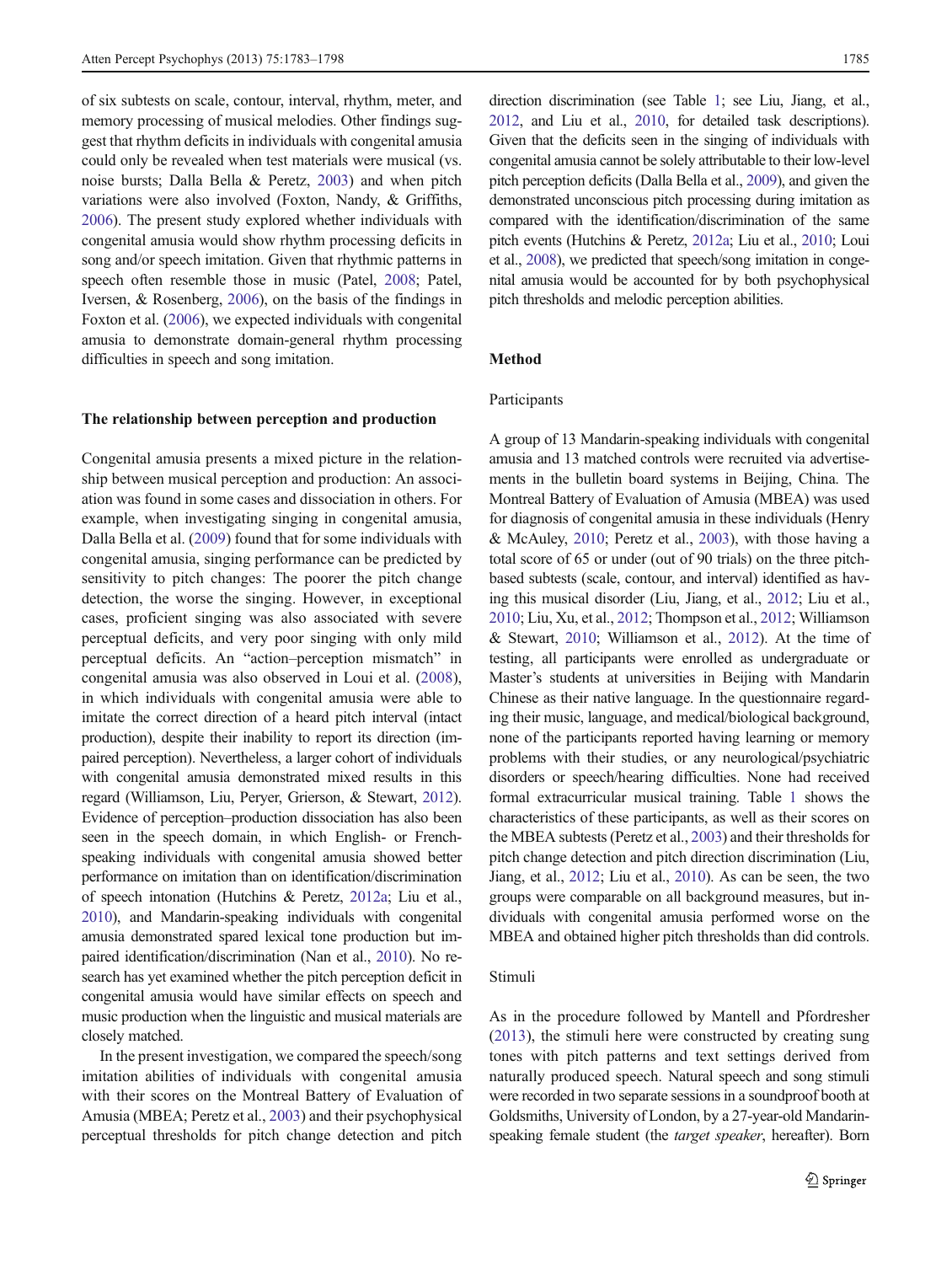of six subtests on scale, contour, interval, rhythm, meter, and memory processing of musical melodies. Other findings suggest that rhythm deficits in individuals with congenital amusia could only be revealed when test materials were musical (vs. noise bursts; Dalla Bella & Peretz, 2003) and when pitch variations were also involved (Foxton, Nandy, & Griffiths, 2006). The present study explored whether individuals with congenital amusia would show rhythm processing deficits in song and/or speech imitation. Given that rhythmic patterns in speech often resemble those in music (Patel, 2008; Patel, Iversen, & Rosenberg, 2006), on the basis of the findings in Foxton et al. (2006), we expected individuals with congenital amusia to demonstrate domain-general rhythm processing difficulties in speech and song imitation.

**The relationship between perception and production**

Congenital amusia presents a mixed picture in the relationship between musical perception and production: An association was found in some cases and dissociation in others. For example, when investigating singing in congenital amusia, Dalla Bella et al. (2009) found that for some individuals with congenital amusia, singing performance can be predicted by sensitivity to pitch changes: The poorer the pitch change detection, the worse the singing. However, in exceptional cases, proficient singing was also associated with severe perceptual deficits, and very poor singing with only mild perceptual deficits. An "action–perception mismatch" in congenital amusia was also observed in Loui et al. (2008), in which individuals with congenital amusia were able to imitate the correct direction of a heard pitch interval (intact production), despite their inability to report its direction (impaired perception). Nevertheless, a larger cohort of individuals with congenital amusia demonstrated mixed results in this regard (Williamson, Liu, Peryer, Grierson, & Stewart, 2012). Evidence of perception–production dissociation has also been seen in the speech domain, in which English- or French-speaking individuals with congenital amusia showed better performance on imitation than on identification/discrimination of speech intonation (Hutchins & Peretz, 2012a; Liu et al., 2010), and Mandarin-speaking individuals with congenital amusia demonstrated spared lexical tone production but impaired identification/discrimination (Nan et al., 2010). No research has yet examined whether the pitch perception deficit in congenital amusia would have similar effects on speech and music production when the linguistic and musical materials are closely matched.

In the present investigation, we compared the speech/song imitation abilities of individuals with congenital amusia with their scores on the Montreal Battery of Evaluation of Amusia (MBEA; Peretz et al., 2003) and their psychophysical perceptual thresholds for pitch change detection and pitch direction discrimination (see Table 1; see Liu, Jiang, et al., 2012, and Liu et al., 2010, for detailed task descriptions). Given that the deficits seen in the singing of individuals with congenital amusia cannot be solely attributable to their low-level pitch perception deficits (Dalla Bella et al., 2009), and given the demonstrated unconscious pitch processing during imitation as compared with the identification/discrimination of the same pitch events (Hutchins & Peretz, 2012a; Liu et al., 2010; Loui et al., 2008), we predicted that speech/song imitation in congenital amusia would be accounted for by both psychophysical pitch thresholds and melodic perception abilities.

## Method

### Participants

A group of 13 Mandarin-speaking individuals with congenital amusia and 13 matched controls were recruited via advertisements in the bulletin board systems in Beijing, China. The Montreal Battery of Evaluation of Amusia (MBEA) was used for diagnosis of congenital amusia in these individuals (Henry & McAuley, 2010; Peretz et al., 2003), with those having a total score of 65 or under (out of 90 trials) on the three pitch-based subtests (scale, contour, and interval) identified as having this musical disorder (Liu, Jiang, et al., 2012; Liu et al., 2010; Liu, Xu, et al., 2012; Thompson et al., 2012; Williamson & Stewart, 2010; Williamson et al., 2012). At the time of testing, all participants were enrolled as undergraduate or Master's students at universities in Beijing with Mandarin Chinese as their native language. In the questionnaire regarding their music, language, and medical/biological background, none of the participants reported having learning or memory problems with their studies, or any neurological/psychiatric disorders or speech/hearing difficulties. None had received formal extracurricular musical training. Table 1 shows the characteristics of these participants, as well as their scores on the MBEA subtests (Peretz et al., 2003) and their thresholds for pitch change detection and pitch direction discrimination (Liu, Jiang, et al., 2012; Liu et al., 2010). As can be seen, the two groups were comparable on all background measures, but individuals with congenital amusia performed worse on the MBEA and obtained higher pitch thresholds than did controls.

### Stimuli

As in the procedure followed by Mantell and Pfordresher (2013), the stimuli here were constructed by creating sung tones with pitch patterns and text settings derived from naturally produced speech. Natural speech and song stimuli were recorded in two separate sessions in a soundproof booth at Goldsmiths, University of London, by a 27-year-old Mandarin-speaking female student (the *target speaker*, hereafter). Born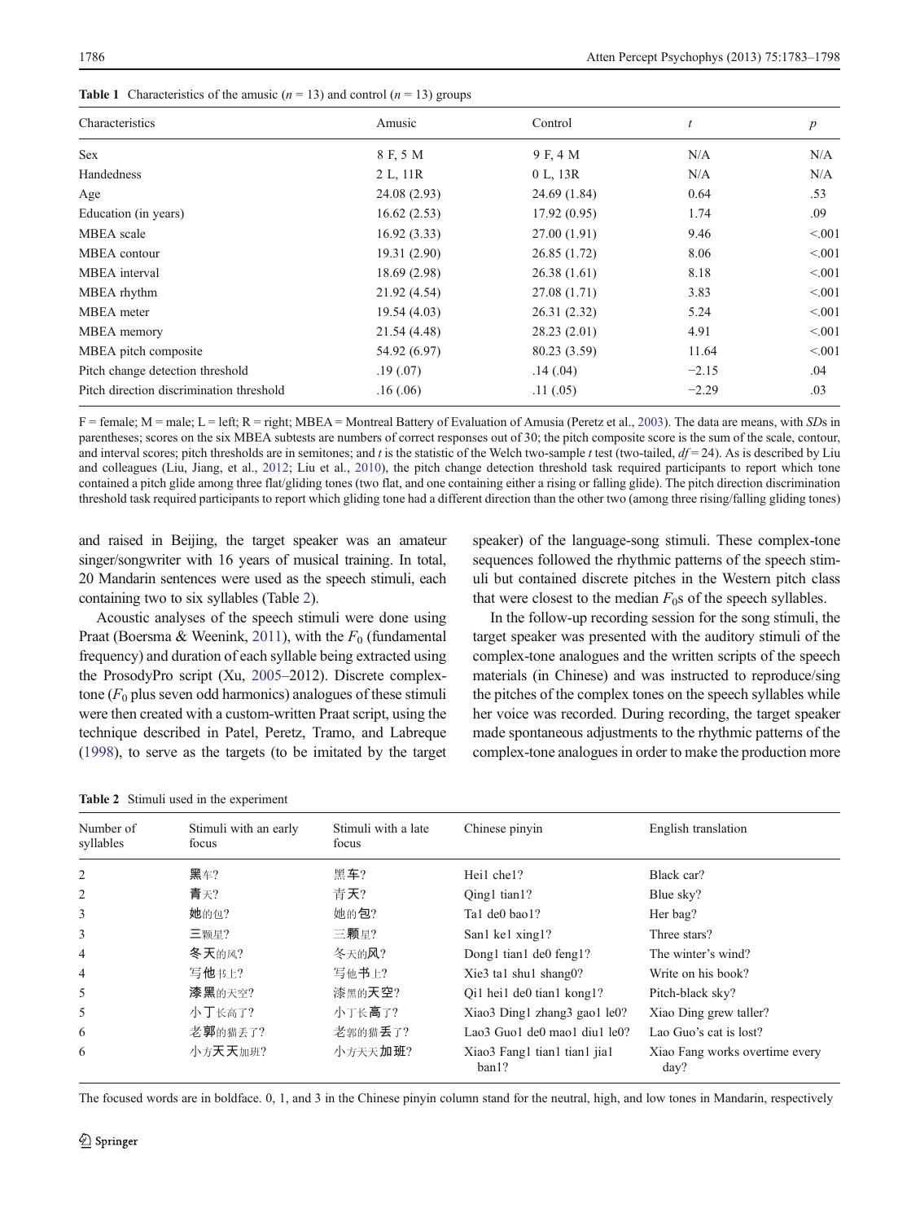**Table 1** Characteristics of the amusic ($n$ = 13) and control ($n$ = 13) groups

| Characteristics | Amusic | Control | $t$ | $p$ |
|---|---|---|---|---|
| Sex | 8 F, 5 M | 9 F, 4 M | N/A | N/A |
| Handedness | 2 L, 11R | 0 L, 13R | N/A | N/A |
| Age | 24.08 (2.93) | 24.69 (1.84) | 0.64 | .53 |
| Education (in years) | 16.62 (2.53) | 17.92 (0.95) | 1.74 | .09 |
| MBEA scale | 16.92 (3.33) | 27.00 (1.91) | 9.46 | <.001 |
| MBEA contour | 19.31 (2.90) | 26.85 (1.72) | 8.06 | <.001 |
| MBEA interval | 18.69 (2.98) | 26.38 (1.61) | 8.18 | <.001 |
| MBEA rhythm | 21.92 (4.54) | 27.08 (1.71) | 3.83 | <.001 |
| MBEA meter | 19.54 (4.03) | 26.31 (2.32) | 5.24 | <.001 |
| MBEA memory | 21.54 (4.48) | 28.23 (2.01) | 4.91 | <.001 |
| MBEA pitch composite | 54.92 (6.97) | 80.23 (3.59) | 11.64 | <.001 |
| Pitch change detection threshold | .19 (.07) | .14 (.04) | −2.15 | .04 |
| Pitch direction discrimination threshold | .16 (.06) | .11 (.05) | −2.29 | .03 |

F = female; M = male; L = left; R = right; MBEA = Montreal Battery of Evaluation of Amusia (Peretz et al., 2003). The data are means, with *SD*s in parentheses; scores on the six MBEA subtests are numbers of correct responses out of 30; the pitch composite score is the sum of the scale, contour, and interval scores; pitch thresholds are in semitones; and $t$ is the statistic of the Welch two-sample $t$ test (two-tailed, $df$ = 24). As is described by Liu and colleagues (Liu, Jiang, et al., 2012; Liu et al., 2010), the pitch change detection threshold task required participants to report which tone contained a pitch glide among three flat/gliding tones (two flat, and one containing either a rising or falling glide). The pitch direction discrimination threshold task required participants to report which gliding tone had a different direction than the other two (among three rising/falling gliding tones)

and raised in Beijing, the target speaker was an amateur singer/songwriter with 16 years of musical training. In total, 20 Mandarin sentences were used as the speech stimuli, each containing two to six syllables (Table 2).

Acoustic analyses of the speech stimuli were done using Praat (Boersma & Weenink, 2011), with the $F_0$ (fundamental frequency) and duration of each syllable being extracted using the ProsodyPro script (Xu, 2005–2012). Discrete complex-tone ($F_0$ plus seven odd harmonics) analogues of these stimuli were then created with a custom-written Praat script, using the technique described in Patel, Peretz, Tramo, and Labreque (1998), to serve as the targets (to be imitated by the target speaker) of the language-song stimuli. These complex-tone sequences followed the rhythmic patterns of the speech stimuli but contained discrete pitches in the Western pitch class that were closest to the median $F_0$s of the speech syllables.

In the follow-up recording session for the song stimuli, the target speaker was presented with the auditory stimuli of the complex-tone analogues and the written scripts of the speech materials (in Chinese) and was instructed to reproduce/sing the pitches of the complex tones on the speech syllables while her voice was recorded. During recording, the target speaker made spontaneous adjustments to the rhythmic patterns of the complex-tone analogues in order to make the production more

**Table 2** Stimuli used in the experiment

| Number of syllables | Stimuli with an early focus | Stimuli with a late focus | Chinese pinyin | English translation |
|---|---|---|---|---|
| 2 | **黑**车? | 黑**车**? | Hei1 che1? | Black car? |
| 2 | **青**天? | 青**天**? | Qing1 tian1? | Blue sky? |
| 3 | **她**的包? | 她的**包**? | Ta1 de0 bao1? | Her bag? |
| 3 | 三**颗**星? | 三**颗**星? | San1 ke1 xing1? | Three stars? |
| 4 | **冬天**的风? | 冬天的**风**? | Dong1 tian1 de0 feng1? | The winter's wind? |
| 4 | 写**他**书上? | 写他**书**上? | Xie3 ta1 shu1 shang0? | Write on his book? |
| 5 | **漆黑**的天空? | 漆黑的**天空**? | Qi1 hei1 de0 tian1 kong1? | Pitch-black sky? |
| 5 | 小**丁**长高了? | 小丁长**高**了? | Xiao3 Ding1 zhang3 gao1 le0? | Xiao Ding grew taller? |
| 6 | 老**郭**的猫丢了? | 老郭的猫**丢**了? | Lao3 Guo1 de0 mao1 diu1 le0? | Lao Guo's cat is lost? |
| 6 | 小方**天天**加班? | 小方天天**加班**? | Xiao3 Fang1 tian1 tian1 jia1 ban1? | Xiao Fang works overtime every day? |

The focused words are in boldface. 0, 1, and 3 in the Chinese pinyin column stand for the neutral, high, and low tones in Mandarin, respectively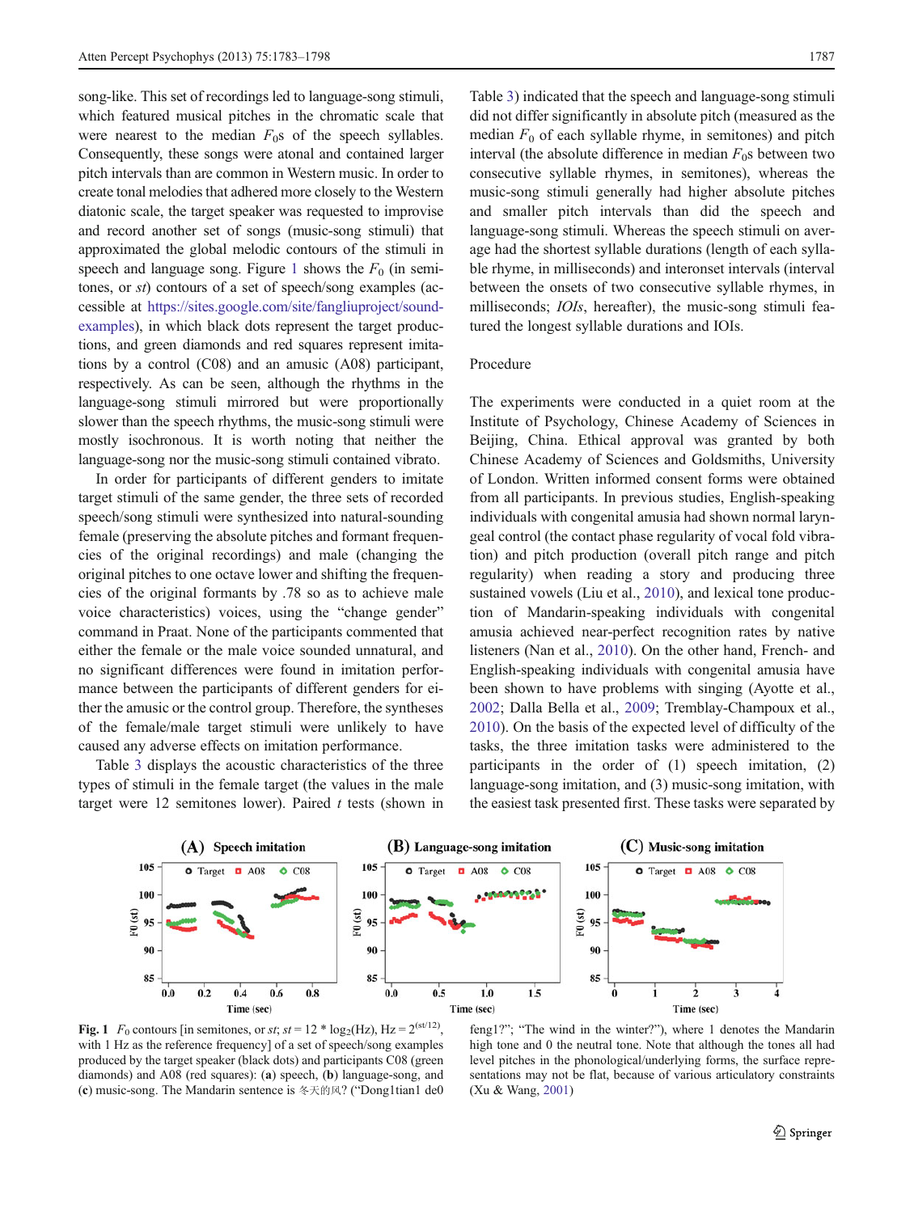song-like. This set of recordings led to language-song stimuli, which featured musical pitches in the chromatic scale that were nearest to the median $F_0$s of the speech syllables. Consequently, these songs were atonal and contained larger pitch intervals than are common in Western music. In order to create tonal melodies that adhered more closely to the Western diatonic scale, the target speaker was requested to improvise and record another set of songs (music-song stimuli) that approximated the global melodic contours of the stimuli in speech and language song. Figure 1 shows the $F_0$ (in semitones, or *st*) contours of a set of speech/song examples (accessible at https://sites.google.com/site/fangliuproject/sound-examples), in which black dots represent the target productions, and green diamonds and red squares represent imitations by a control (C08) and an amusic (A08) participant, respectively. As can be seen, although the rhythms in the language-song stimuli mirrored but were proportionally slower than the speech rhythms, the music-song stimuli were mostly isochronous. It is worth noting that neither the language-song nor the music-song stimuli contained vibrato.

In order for participants of different genders to imitate target stimuli of the same gender, the three sets of recorded speech/song stimuli were synthesized into natural-sounding female (preserving the absolute pitches and formant frequencies of the original recordings) and male (changing the original pitches to one octave lower and shifting the frequencies of the original formants by .78 so as to achieve male voice characteristics) voices, using the "change gender" command in Praat. None of the participants commented that either the female or the male voice sounded unnatural, and no significant differences were found in imitation performance between the participants of different genders for either the amusic or the control group. Therefore, the syntheses of the female/male target stimuli were unlikely to have caused any adverse effects on imitation performance.

Table 3 displays the acoustic characteristics of the three types of stimuli in the female target (the values in the male target were 12 semitones lower). Paired *t* tests (shown in Table 3) indicated that the speech and language-song stimuli did not differ significantly in absolute pitch (measured as the median $F_0$ of each syllable rhyme, in semitones) and pitch interval (the absolute difference in median $F_0$s between two consecutive syllable rhymes, in semitones), whereas the music-song stimuli generally had higher absolute pitches and smaller pitch intervals than did the speech and language-song stimuli. Whereas the speech stimuli on average had the shortest syllable durations (length of each syllable rhyme, in milliseconds) and interonset intervals (interval between the onsets of two consecutive syllable rhymes, in milliseconds; *IOIs*, hereafter), the music-song stimuli featured the longest syllable durations and IOIs.

## Procedure

The experiments were conducted in a quiet room at the Institute of Psychology, Chinese Academy of Sciences in Beijing, China. Ethical approval was granted by both Chinese Academy of Sciences and Goldsmiths, University of London. Written informed consent forms were obtained from all participants. In previous studies, English-speaking individuals with congenital amusia had shown normal laryngeal control (the contact phase regularity of vocal fold vibration) and pitch production (overall pitch range and pitch regularity) when reading a story and producing three sustained vowels (Liu et al., 2010), and lexical tone production of Mandarin-speaking individuals with congenital amusia achieved near-perfect recognition rates by native listeners (Nan et al., 2010). On the other hand, French- and English-speaking individuals with congenital amusia have been shown to have problems with singing (Ayotte et al., 2002; Dalla Bella et al., 2009; Tremblay-Champoux et al., 2010). On the basis of the expected level of difficulty of the tasks, the three imitation tasks were administered to the participants in the order of (1) speech imitation, (2) language-song imitation, and (3) music-song imitation, with the easiest task presented first. These tasks were separated by

**Fig. 1** $F_0$ contours [in semitones, or *st*; $st = 12 * \log_2(\text{Hz})$, $\text{Hz} = 2^{(st/12)}$, with 1 Hz as the reference frequency] of a set of speech/song examples produced by the target speaker (black dots) and participants C08 (green diamonds) and A08 (red squares): (**a**) speech, (**b**) language-song, and (**c**) music-song. The Mandarin sentence is 冬天的风? ("Dong1tian1 de0 feng1?"; "The wind in the winter?"), where 1 denotes the Mandarin high tone and 0 the neutral tone. Note that although the tones all had level pitches in the phonological/underlying forms, the surface representations may not be flat, because of various articulatory constraints (Xu & Wang, 2001)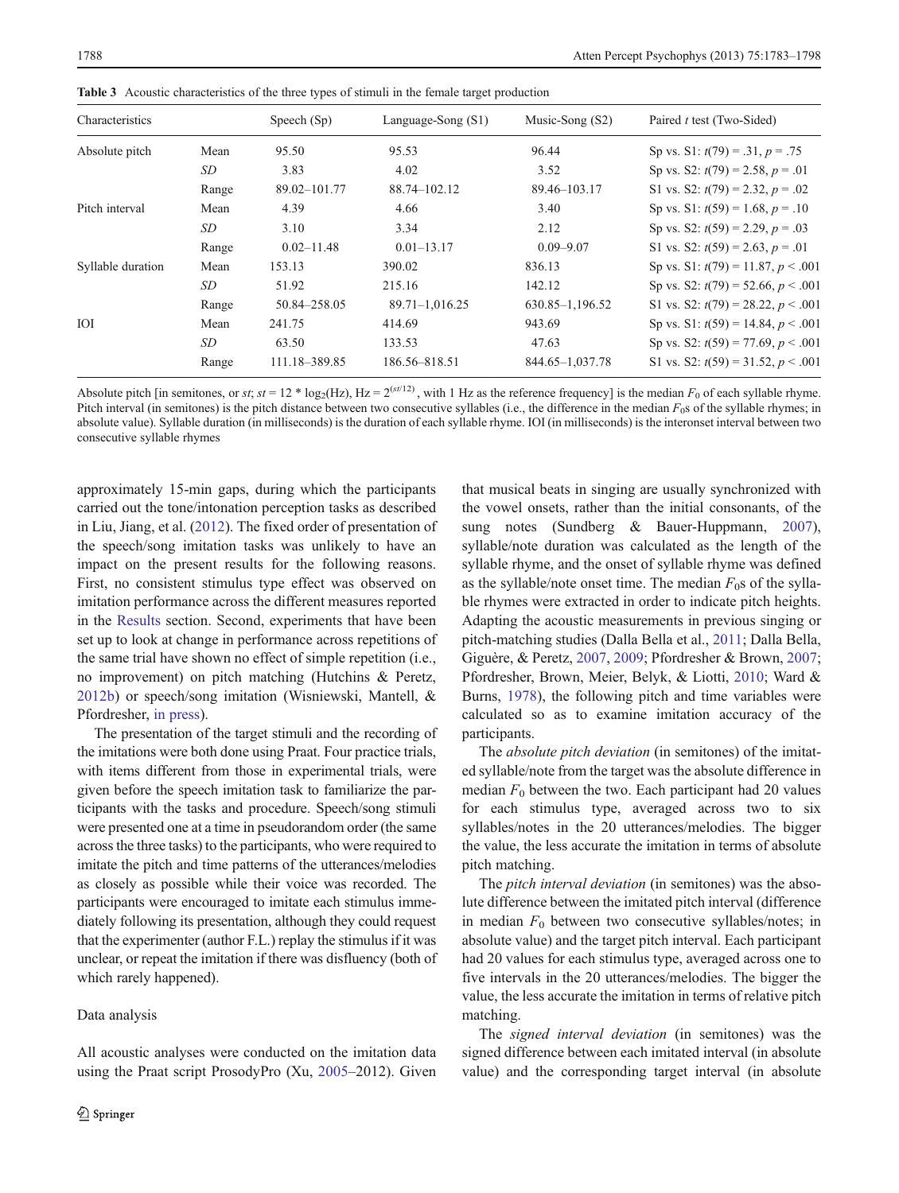**Table 3** Acoustic characteristics of the three types of stimuli in the female target production

| Characteristics | | Speech (Sp) | Language-Song (S1) | Music-Song (S2) | Paired *t* test (Two-Sided) |
|---|---|---|---|---|---|
| Absolute pitch | Mean | 95.50 | 95.53 | 96.44 | Sp vs. S1: $t(79) = .31$, $p = .75$ |
| | *SD* | 3.83 | 4.02 | 3.52 | Sp vs. S2: $t(79) = 2.58$, $p = .01$ |
| | Range | 89.02–101.77 | 88.74–102.12 | 89.46–103.17 | S1 vs. S2: $t(79) = 2.32$, $p = .02$ |
| Pitch interval | Mean | 4.39 | 4.66 | 3.40 | Sp vs. S1: $t(59) = 1.68$, $p = .10$ |
| | *SD* | 3.10 | 3.34 | 2.12 | Sp vs. S2: $t(59) = 2.29$, $p = .03$ |
| | Range | 0.02–11.48 | 0.01–13.17 | 0.09–9.07 | S1 vs. S2: $t(59) = 2.63$, $p = .01$ |
| Syllable duration | Mean | 153.13 | 390.02 | 836.13 | Sp vs. S1: $t(79) = 11.87$, $p < .001$ |
| | *SD* | 51.92 | 215.16 | 142.12 | Sp vs. S2: $t(79) = 52.66$, $p < .001$ |
| | Range | 50.84–258.05 | 89.71–1,016.25 | 630.85–1,196.52 | S1 vs. S2: $t(79) = 28.22$, $p < .001$ |
| IOI | Mean | 241.75 | 414.69 | 943.69 | Sp vs. S1: $t(59) = 14.84$, $p < .001$ |
| | *SD* | 63.50 | 133.53 | 47.63 | Sp vs. S2: $t(59) = 77.69$, $p < .001$ |
| | Range | 111.18–389.85 | 186.56–818.51 | 844.65–1,037.78 | S1 vs. S2: $t(59) = 31.52$, $p < .001$ |

Absolute pitch [in semitones, or *st*; $st = 12 * \log_2(\text{Hz})$, $\text{Hz} = 2^{(st/12)}$, with 1 Hz as the reference frequency] is the median $F_0$ of each syllable rhyme. Pitch interval (in semitones) is the pitch distance between two consecutive syllables (i.e., the difference in the median $F_0$s of the syllable rhymes; in absolute value). Syllable duration (in milliseconds) is the duration of each syllable rhyme. IOI (in milliseconds) is the interonset interval between two consecutive syllable rhymes

approximately 15-min gaps, during which the participants carried out the tone/intonation perception tasks as described in Liu, Jiang, et al. (2012). The fixed order of presentation of the speech/song imitation tasks was unlikely to have an impact on the present results for the following reasons. First, no consistent stimulus type effect was observed on imitation performance across the different measures reported in the Results section. Second, experiments that have been set up to look at change in performance across repetitions of the same trial have shown no effect of simple repetition (i.e., no improvement) on pitch matching (Hutchins & Peretz, 2012b) or speech/song imitation (Wisniewski, Mantell, & Pfordresher, in press).

The presentation of the target stimuli and the recording of the imitations were both done using Praat. Four practice trials, with items different from those in experimental trials, were given before the speech imitation task to familiarize the participants with the tasks and procedure. Speech/song stimuli were presented one at a time in pseudorandom order (the same across the three tasks) to the participants, who were required to imitate the pitch and time patterns of the utterances/melodies as closely as possible while their voice was recorded. The participants were encouraged to imitate each stimulus immediately following its presentation, although they could request that the experimenter (author F.L.) replay the stimulus if it was unclear, or repeat the imitation if there was disfluency (both of which rarely happened).

Data analysis

All acoustic analyses were conducted on the imitation data using the Praat script ProsodyPro (Xu, 2005–2012). Given that musical beats in singing are usually synchronized with the vowel onsets, rather than the initial consonants, of the sung notes (Sundberg & Bauer-Huppmann, 2007), syllable/note duration was calculated as the length of the syllable rhyme, and the onset of syllable rhyme was defined as the syllable/note onset time. The median $F_0$s of the syllable rhymes were extracted in order to indicate pitch heights. Adapting the acoustic measurements in previous singing or pitch-matching studies (Dalla Bella et al., 2011; Dalla Bella, Giguère, & Peretz, 2007, 2009; Pfordresher & Brown, 2007; Pfordresher, Brown, Meier, Belyk, & Liotti, 2010; Ward & Burns, 1978), the following pitch and time variables were calculated so as to examine imitation accuracy of the participants.

The *absolute pitch deviation* (in semitones) of the imitated syllable/note from the target was the absolute difference in median $F_0$ between the two. Each participant had 20 values for each stimulus type, averaged across two to six syllables/notes in the 20 utterances/melodies. The bigger the value, the less accurate the imitation in terms of absolute pitch matching.

The *pitch interval deviation* (in semitones) was the absolute difference between the imitated pitch interval (difference in median $F_0$ between two consecutive syllables/notes; in absolute value) and the target pitch interval. Each participant had 20 values for each stimulus type, averaged across one to five intervals in the 20 utterances/melodies. The bigger the value, the less accurate the imitation in terms of relative pitch matching.

The *signed interval deviation* (in semitones) was the signed difference between each imitated interval (in absolute value) and the corresponding target interval (in absolute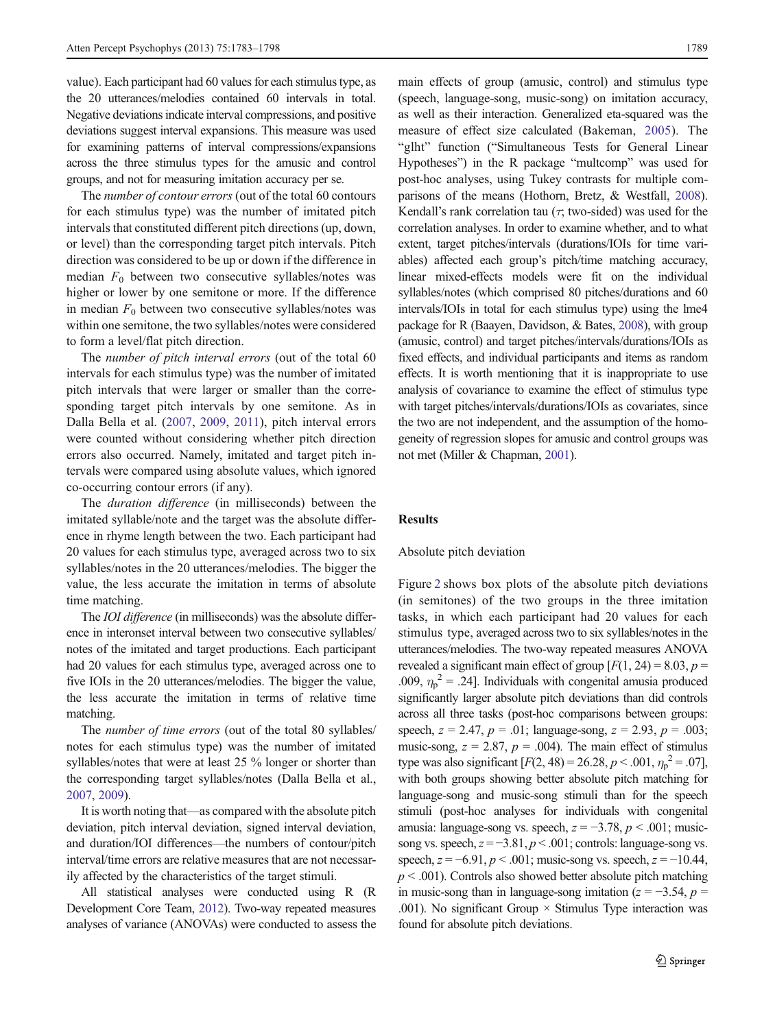value). Each participant had 60 values for each stimulus type, as the 20 utterances/melodies contained 60 intervals in total. Negative deviations indicate interval compressions, and positive deviations suggest interval expansions. This measure was used for examining patterns of interval compressions/expansions across the three stimulus types for the amusic and control groups, and not for measuring imitation accuracy per se.

The *number of contour errors* (out of the total 60 contours for each stimulus type) was the number of imitated pitch intervals that constituted different pitch directions (up, down, or level) than the corresponding target pitch intervals. Pitch direction was considered to be up or down if the difference in median $F_0$ between two consecutive syllables/notes was higher or lower by one semitone or more. If the difference in median $F_0$ between two consecutive syllables/notes was within one semitone, the two syllables/notes were considered to form a level/flat pitch direction.

The *number of pitch interval errors* (out of the total 60 intervals for each stimulus type) was the number of imitated pitch intervals that were larger or smaller than the corresponding target pitch intervals by one semitone. As in Dalla Bella et al. (2007, 2009, 2011), pitch interval errors were counted without considering whether pitch direction errors also occurred. Namely, imitated and target pitch intervals were compared using absolute values, which ignored co-occurring contour errors (if any).

The *duration difference* (in milliseconds) between the imitated syllable/note and the target was the absolute difference in rhyme length between the two. Each participant had 20 values for each stimulus type, averaged across two to six syllables/notes in the 20 utterances/melodies. The bigger the value, the less accurate the imitation in terms of absolute time matching.

The *IOI difference* (in milliseconds) was the absolute difference in interonset interval between two consecutive syllables/notes of the imitated and target productions. Each participant had 20 values for each stimulus type, averaged across one to five IOIs in the 20 utterances/melodies. The bigger the value, the less accurate the imitation in terms of relative time matching.

The *number of time errors* (out of the total 80 syllables/notes for each stimulus type) was the number of imitated syllables/notes that were at least 25 % longer or shorter than the corresponding target syllables/notes (Dalla Bella et al., 2007, 2009).

It is worth noting that—as compared with the absolute pitch deviation, pitch interval deviation, signed interval deviation, and duration/IOI differences—the numbers of contour/pitch interval/time errors are relative measures that are not necessarily affected by the characteristics of the target stimuli.

All statistical analyses were conducted using R (R Development Core Team, 2012). Two-way repeated measures analyses of variance (ANOVAs) were conducted to assess the main effects of group (amusic, control) and stimulus type (speech, language-song, music-song) on imitation accuracy, as well as their interaction. Generalized eta-squared was the measure of effect size calculated (Bakeman, 2005). The "glht" function ("Simultaneous Tests for General Linear Hypotheses") in the R package "multcomp" was used for post-hoc analyses, using Tukey contrasts for multiple comparisons of the means (Hothorn, Bretz, & Westfall, 2008). Kendall's rank correlation tau ($\tau$; two-sided) was used for the correlation analyses. In order to examine whether, and to what extent, target pitches/intervals (durations/IOIs for time variables) affected each group's pitch/time matching accuracy, linear mixed-effects models were fit on the individual syllables/notes (which comprised 80 pitches/durations and 60 intervals/IOIs in total for each stimulus type) using the lme4 package for R (Baayen, Davidson, & Bates, 2008), with group (amusic, control) and target pitches/intervals/durations/IOIs as fixed effects, and individual participants and items as random effects. It is worth mentioning that it is inappropriate to use analysis of covariance to examine the effect of stimulus type with target pitches/intervals/durations/IOIs as covariates, since the two are not independent, and the assumption of the homogeneity of regression slopes for amusic and control groups was not met (Miller & Chapman, 2001).

## Results

### Absolute pitch deviation

Figure 2 shows box plots of the absolute pitch deviations (in semitones) of the two groups in the three imitation tasks, in which each participant had 20 values for each stimulus type, averaged across two to six syllables/notes in the utterances/melodies. The two-way repeated measures ANOVA revealed a significant main effect of group [$F(1, 24) = 8.03$, $p = .009$, $\eta_p^2 = .24$]. Individuals with congenital amusia produced significantly larger absolute pitch deviations than did controls across all three tasks (post-hoc comparisons between groups: speech, $z = 2.47$, $p = .01$; language-song, $z = 2.93$, $p = .003$; music-song, $z = 2.87$, $p = .004$). The main effect of stimulus type was also significant [$F(2, 48) = 26.28$, $p < .001$, $\eta_p^2 = .07$], with both groups showing better absolute pitch matching for language-song and music-song stimuli than for the speech stimuli (post-hoc analyses for individuals with congenital amusia: language-song vs. speech, $z = -3.78$, $p < .001$; music-song vs. speech, $z = -3.81$, $p < .001$; controls: language-song vs. speech, $z = -6.91$, $p < .001$; music-song vs. speech, $z = -10.44$, $p < .001$). Controls also showed better absolute pitch matching in music-song than in language-song imitation ($z = -3.54$, $p = .001$). No significant Group × Stimulus Type interaction was found for absolute pitch deviations.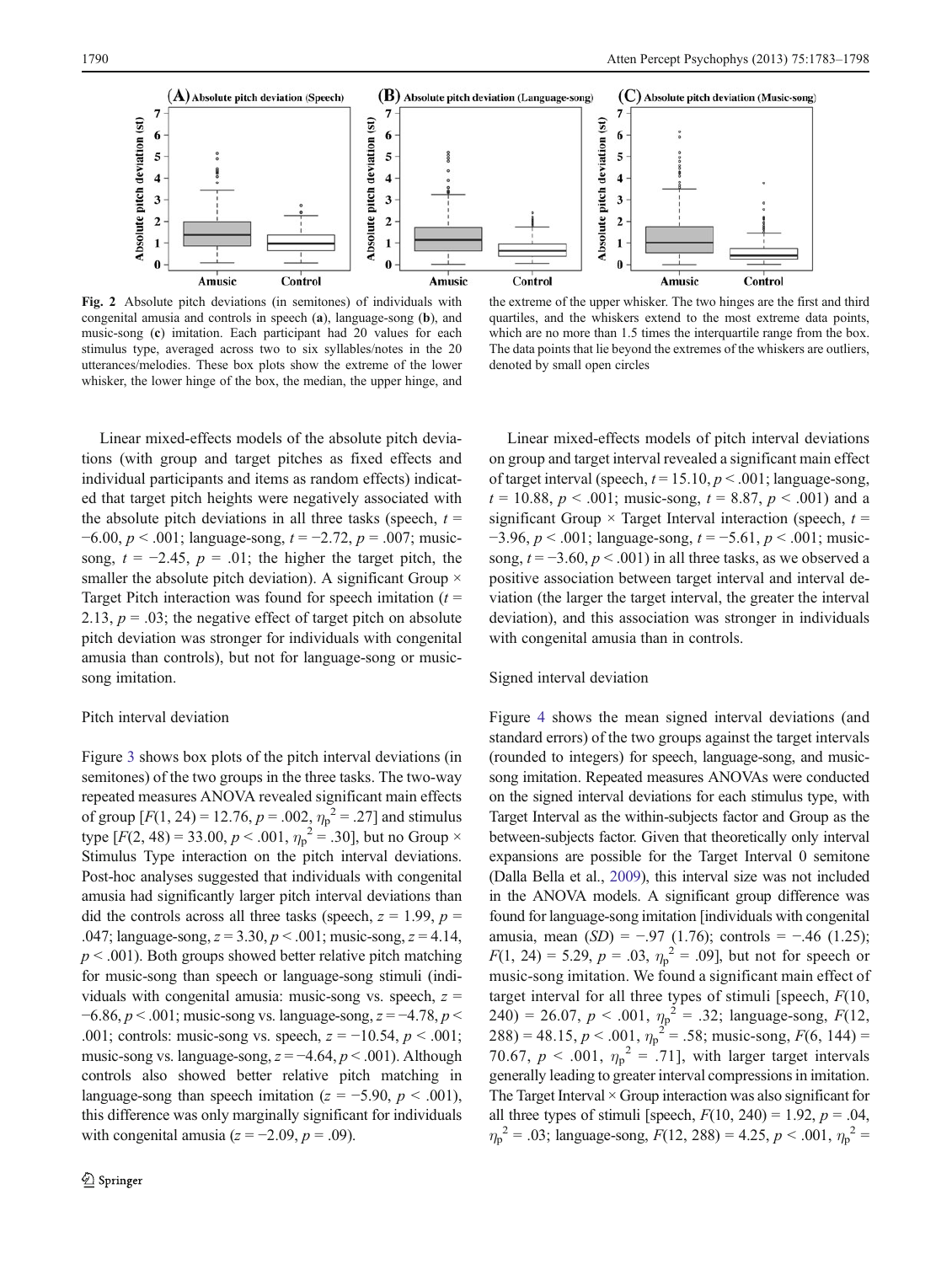Fig. 2 Absolute pitch deviations (in semitones) of individuals with congenital amusia and controls in speech (a), language-song (b), and music-song (c) imitation. Each participant had 20 values for each stimulus type, averaged across two to six syllables/notes in the 20 utterances/melodies. These box plots show the extreme of the lower whisker, the lower hinge of the box, the median, the upper hinge, and the extreme of the upper whisker. The two hinges are the first and third quartiles, and the whiskers extend to the most extreme data points, which are no more than 1.5 times the interquartile range from the box. The data points that lie beyond the extremes of the whiskers are outliers, denoted by small open circles

Linear mixed-effects models of the absolute pitch deviations (with group and target pitches as fixed effects and individual participants and items as random effects) indicated that target pitch heights were negatively associated with the absolute pitch deviations in all three tasks (speech, $t = -6.00$, $p < .001$; language-song, $t = -2.72$, $p = .007$; music-song, $t = -2.45$, $p = .01$; the higher the target pitch, the smaller the absolute pitch deviation). A significant Group × Target Pitch interaction was found for speech imitation ($t = 2.13$, $p = .03$; the negative effect of target pitch on absolute pitch deviation was stronger for individuals with congenital amusia than controls), but not for language-song or music-song imitation.

### Pitch interval deviation

Figure 3 shows box plots of the pitch interval deviations (in semitones) of the two groups in the three tasks. The two-way repeated measures ANOVA revealed significant main effects of group [$F(1, 24) = 12.76$, $p = .002$, $\eta_p^2 = .27$] and stimulus type [$F(2, 48) = 33.00$, $p < .001$, $\eta_p^2 = .30$], but no Group × Stimulus Type interaction on the pitch interval deviations. Post-hoc analyses suggested that individuals with congenital amusia had significantly larger pitch interval deviations than did the controls across all three tasks (speech, $z = 1.99$, $p = .047$; language-song, $z = 3.30$, $p < .001$; music-song, $z = 4.14$, $p < .001$). Both groups showed better relative pitch matching for music-song than speech or language-song stimuli (individuals with congenital amusia: music-song vs. speech, $z = -6.86$, $p < .001$; music-song vs. language-song, $z = -4.78$, $p < .001$; controls: music-song vs. speech, $z = -10.54$, $p < .001$; music-song vs. language-song, $z = -4.64$, $p < .001$). Although controls also showed better relative pitch matching in language-song than speech imitation ($z = -5.90$, $p < .001$), this difference was only marginally significant for individuals with congenital amusia ($z = -2.09$, $p = .09$).

Linear mixed-effects models of pitch interval deviations on group and target interval revealed a significant main effect of target interval (speech, $t = 15.10$, $p < .001$; language-song, $t = 10.88$, $p < .001$; music-song, $t = 8.87$, $p < .001$) and a significant Group × Target Interval interaction (speech, $t = -3.96$, $p < .001$; language-song, $t = -5.61$, $p < .001$; music-song, $t = -3.60$, $p < .001$) in all three tasks, as we observed a positive association between target interval and interval deviation (the larger the target interval, the greater the interval deviation), and this association was stronger in individuals with congenital amusia than in controls.

### Signed interval deviation

Figure 4 shows the mean signed interval deviations (and standard errors) of the two groups against the target intervals (rounded to integers) for speech, language-song, and music-song imitation. Repeated measures ANOVAs were conducted on the signed interval deviations for each stimulus type, with Target Interval as the within-subjects factor and Group as the between-subjects factor. Given that theoretically only interval expansions are possible for the Target Interval 0 semitone (Dalla Bella et al., 2009), this interval size was not included in the ANOVA models. A significant group difference was found for language-song imitation [individuals with congenital amusia, mean (*SD*) = −.97 (1.76); controls = −.46 (1.25); $F(1, 24) = 5.29$, $p = .03$, $\eta_p^2 = .09$], but not for speech or music-song imitation. We found a significant main effect of target interval for all three types of stimuli [speech, $F(10, 240) = 26.07$, $p < .001$, $\eta_p^2 = .32$; language-song, $F(12, 288) = 48.15$, $p < .001$, $\eta_p^2 = .58$; music-song, $F(6, 144) = 70.67$, $p < .001$, $\eta_p^2 = .71$], with larger target intervals generally leading to greater interval compressions in imitation. The Target Interval × Group interaction was also significant for all three types of stimuli [speech, $F(10, 240) = 1.92$, $p = .04$, $\eta_p^2 = .03$; language-song, $F(12, 288) = 4.25$, $p < .001$, $\eta_p^2 =$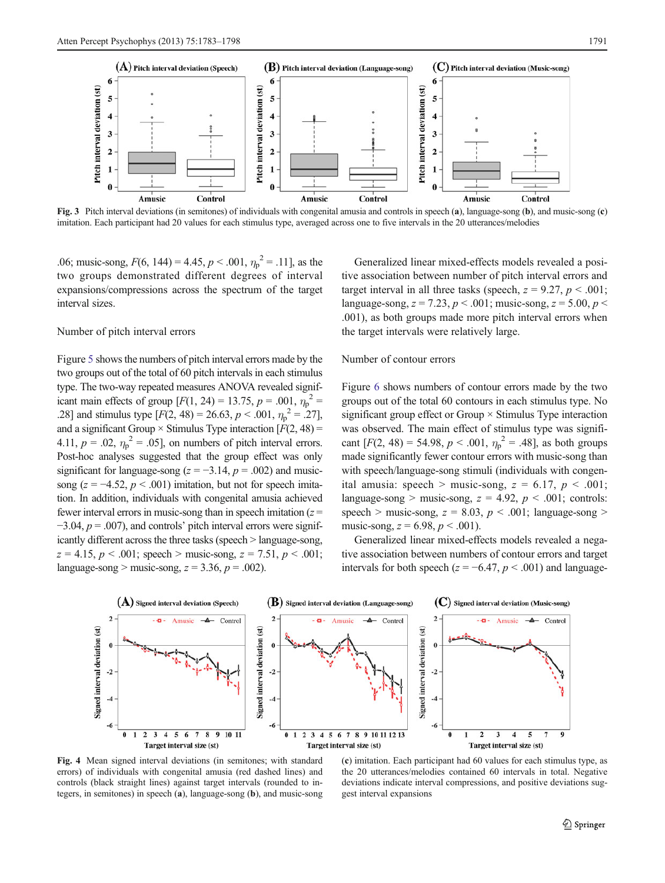Fig. 3 Pitch interval deviations (in semitones) of individuals with congenital amusia and controls in speech (**a**), language-song (**b**), and music-song (**c**) imitation. Each participant had 20 values for each stimulus type, averaged across one to five intervals in the 20 utterances/melodies

.06; music-song, $F(6, 144) = 4.45$, $p < .001$, $\eta_p^2 = .11$], as the two groups demonstrated different degrees of interval expansions/compressions across the spectrum of the target interval sizes.

Number of pitch interval errors

Figure 5 shows the numbers of pitch interval errors made by the two groups out of the total of 60 pitch intervals in each stimulus type. The two-way repeated measures ANOVA revealed significant main effects of group [$F(1, 24) = 13.75$, $p = .001$, $\eta_p^2 = .28$] and stimulus type [$F(2, 48) = 26.63$, $p < .001$, $\eta_p^2 = .27$], and a significant Group × Stimulus Type interaction [$F(2, 48) = 4.11$, $p = .02$, $\eta_p^2 = .05$], on numbers of pitch interval errors. Post-hoc analyses suggested that the group effect was only significant for language-song ($z = -3.14$, $p = .002$) and music-song ($z = -4.52$, $p < .001$) imitation, but not for speech imitation. In addition, individuals with congenital amusia achieved fewer interval errors in music-song than in speech imitation ($z = -3.04$, $p = .007$), and controls' pitch interval errors were significantly different across the three tasks (speech > language-song, $z = 4.15$, $p < .001$; speech > music-song, $z = 7.51$, $p < .001$; language-song > music-song, $z = 3.36$, $p = .002$).

Generalized linear mixed-effects models revealed a positive association between number of pitch interval errors and target interval in all three tasks (speech, $z = 9.27$, $p < .001$; language-song, $z = 7.23$, $p < .001$; music-song, $z = 5.00$, $p < .001$), as both groups made more pitch interval errors when the target intervals were relatively large.

Number of contour errors

Figure 6 shows numbers of contour errors made by the two groups out of the total 60 contours in each stimulus type. No significant group effect or Group × Stimulus Type interaction was observed. The main effect of stimulus type was significant [$F(2, 48) = 54.98$, $p < .001$, $\eta_p^2 = .48$], as both groups made significantly fewer contour errors with music-song than with speech/language-song stimuli (individuals with congenital amusia: speech > music-song, $z = 6.17$, $p < .001$; language-song > music-song, $z = 4.92$, $p < .001$; controls: speech > music-song, $z = 8.03$, $p < .001$; language-song > music-song, $z = 6.98$, $p < .001$).

Generalized linear mixed-effects models revealed a negative association between numbers of contour errors and target intervals for both speech ($z = -6.47$, $p < .001$) and language-

Fig. 4 Mean signed interval deviations (in semitones; with standard errors) of individuals with congenital amusia (red dashed lines) and controls (black straight lines) against target intervals (rounded to integers, in semitones) in speech (**a**), language-song (**b**), and music-song (**c**) imitation. Each participant had 60 values for each stimulus type, as the 20 utterances/melodies contained 60 intervals in total. Negative deviations indicate interval compressions, and positive deviations suggest interval expansions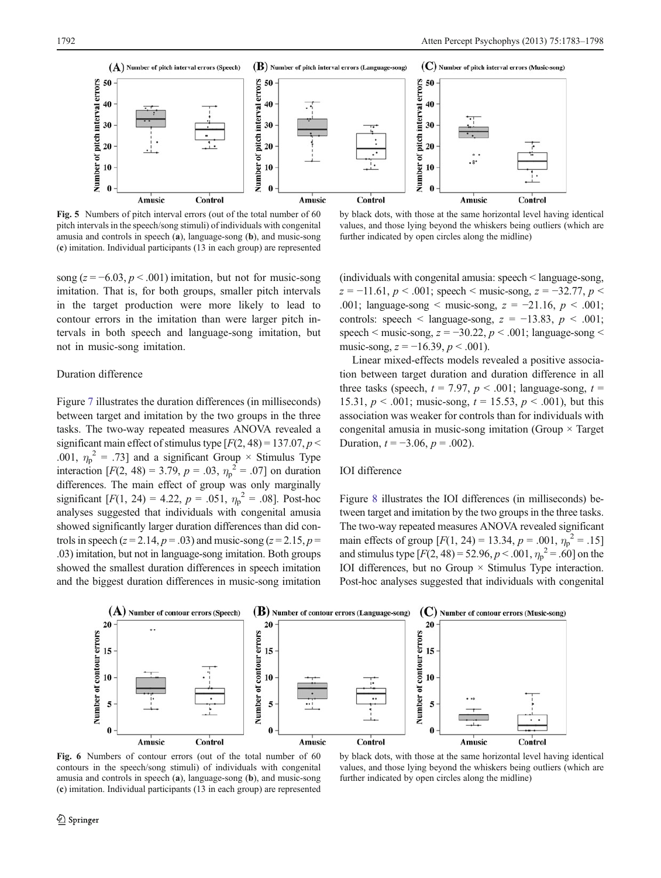Fig. 5 Numbers of pitch interval errors (out of the total number of 60 pitch intervals in the speech/song stimuli) of individuals with congenital amusia and controls in speech (**a**), language-song (**b**), and music-song (**c**) imitation. Individual participants (13 in each group) are represented by black dots, with those at the same horizontal level having identical values, and those lying beyond the whiskers being outliers (which are further indicated by open circles along the midline)

song ($z = -6.03$, $p < .001$) imitation, but not for music-song imitation. That is, for both groups, smaller pitch intervals in the target production were more likely to lead to contour errors in the imitation than were larger pitch intervals in both speech and language-song imitation, but not in music-song imitation.

### Duration difference

Figure 7 illustrates the duration differences (in milliseconds) between target and imitation by the two groups in the three tasks. The two-way repeated measures ANOVA revealed a significant main effect of stimulus type [$F(2, 48) = 137.07$, $p < .001$, $\eta_p^2 = .73$] and a significant Group × Stimulus Type interaction [$F(2, 48) = 3.79$, $p = .03$, $\eta_p^2 = .07$] on duration differences. The main effect of group was only marginally significant [$F(1, 24) = 4.22$, $p = .051$, $\eta_p^2 = .08$]. Post-hoc analyses suggested that individuals with congenital amusia showed significantly larger duration differences than did controls in speech ($z = 2.14$, $p = .03$) and music-song ($z = 2.15$, $p = .03$) imitation, but not in language-song imitation. Both groups showed the smallest duration differences in speech imitation and the biggest duration differences in music-song imitation (individuals with congenital amusia: speech < language-song, $z = -11.61$, $p < .001$; speech < music-song, $z = -32.77$, $p < .001$; language-song < music-song, $z = -21.16$, $p < .001$; controls: speech < language-song, $z = -13.83$, $p < .001$; speech < music-song, $z = -30.22$, $p < .001$; language-song < music-song, $z = -16.39$, $p < .001$).

Linear mixed-effects models revealed a positive association between target duration and duration difference in all three tasks (speech, $t = 7.97$, $p < .001$; language-song, $t = 15.31$, $p < .001$; music-song, $t = 15.53$, $p < .001$), but this association was weaker for controls than for individuals with congenital amusia in music-song imitation (Group × Target Duration, $t = -3.06$, $p = .002$).

### IOI difference

Figure 8 illustrates the IOI differences (in milliseconds) between target and imitation by the two groups in the three tasks. The two-way repeated measures ANOVA revealed significant main effects of group [$F(1, 24) = 13.34$, $p = .001$, $\eta_p^2 = .15$] and stimulus type [$F(2, 48) = 52.96$, $p < .001$, $\eta_p^2 = .60$] on the IOI differences, but no Group × Stimulus Type interaction. Post-hoc analyses suggested that individuals with congenital

Fig. 6 Numbers of contour errors (out of the total number of 60 contours in the speech/song stimuli) of individuals with congenital amusia and controls in speech (**a**), language-song (**b**), and music-song (**c**) imitation. Individual participants (13 in each group) are represented by black dots, with those at the same horizontal level having identical values, and those lying beyond the whiskers being outliers (which are further indicated by open circles along the midline)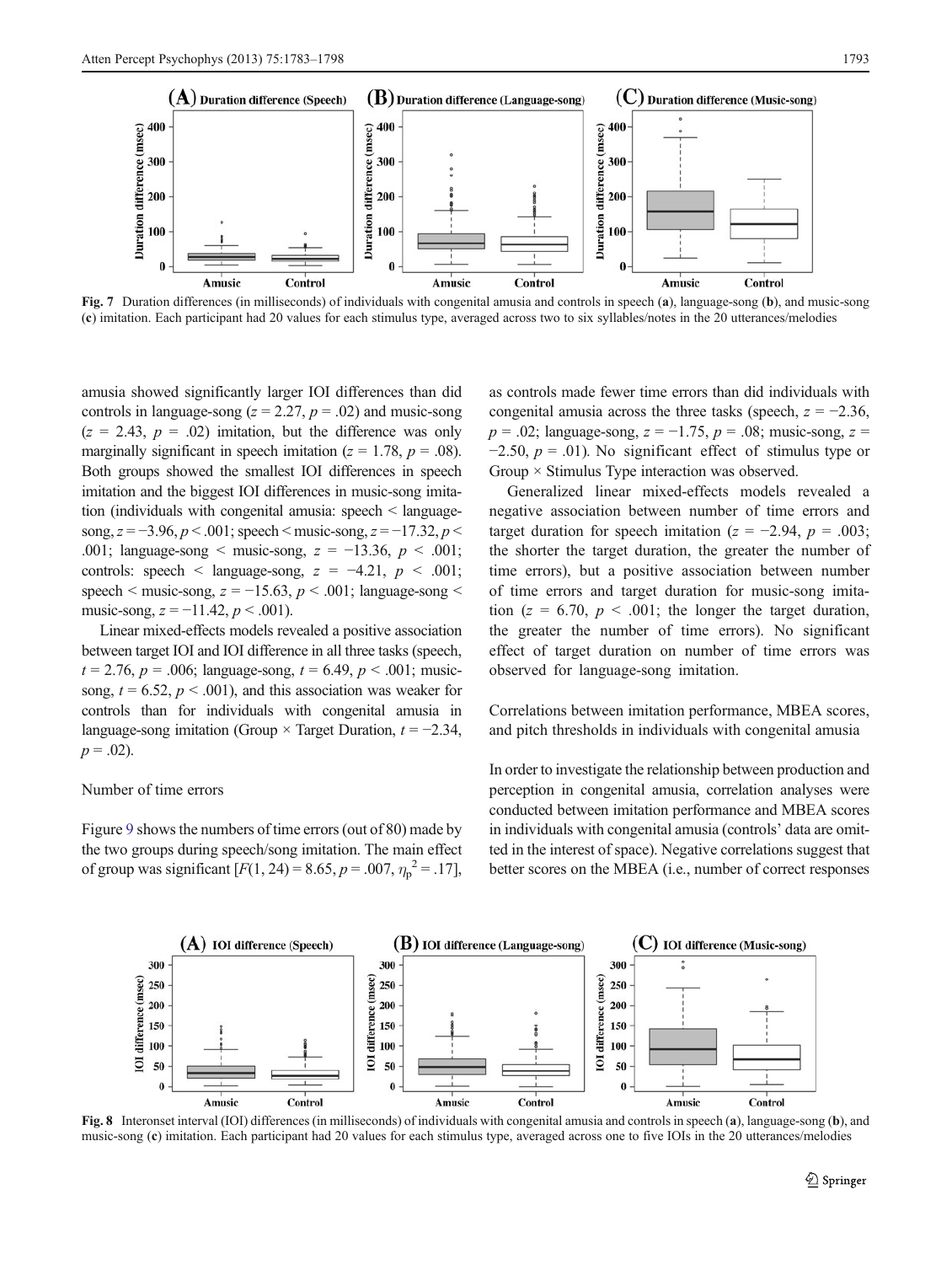Fig. 7 Duration differences (in milliseconds) of individuals with congenital amusia and controls in speech (a), language-song (b), and music-song (c) imitation. Each participant had 20 values for each stimulus type, averaged across two to six syllables/notes in the 20 utterances/melodies

amusia showed significantly larger IOI differences than did controls in language-song ($z = 2.27$, $p = .02$) and music-song ($z = 2.43$, $p = .02$) imitation, but the difference was only marginally significant in speech imitation ($z = 1.78$, $p = .08$). Both groups showed the smallest IOI differences in speech imitation and the biggest IOI differences in music-song imitation (individuals with congenital amusia: speech < language-song, $z = -3.96$, $p < .001$; speech < music-song, $z = -17.32$, $p < .001$; language-song < music-song, $z = -13.36$, $p < .001$; controls: speech < language-song, $z = -4.21$, $p < .001$; speech < music-song, $z = -15.63$, $p < .001$; language-song < music-song, $z = -11.42$, $p < .001$).

Linear mixed-effects models revealed a positive association between target IOI and IOI difference in all three tasks (speech, $t = 2.76$, $p = .006$; language-song, $t = 6.49$, $p < .001$; music-song, $t = 6.52$, $p < .001$), and this association was weaker for controls than for individuals with congenital amusia in language-song imitation (Group × Target Duration, $t = -2.34$, $p = .02$).

### Number of time errors

Figure 9 shows the numbers of time errors (out of 80) made by the two groups during speech/song imitation. The main effect of group was significant [$F(1, 24) = 8.65$, $p = .007$, $\eta_p^2 = .17$], as controls made fewer time errors than did individuals with congenital amusia across the three tasks (speech, $z = -2.36$, $p = .02$; language-song, $z = -1.75$, $p = .08$; music-song, $z = -2.50$, $p = .01$). No significant effect of stimulus type or Group × Stimulus Type interaction was observed.

Generalized linear mixed-effects models revealed a negative association between number of time errors and target duration for speech imitation ($z = -2.94$, $p = .003$; the shorter the target duration, the greater the number of time errors), but a positive association between number of time errors and target duration for music-song imitation ($z = 6.70$, $p < .001$; the longer the target duration, the greater the number of time errors). No significant effect of target duration on number of time errors was observed for language-song imitation.

### Correlations between imitation performance, MBEA scores, and pitch thresholds in individuals with congenital amusia

In order to investigate the relationship between production and perception in congenital amusia, correlation analyses were conducted between imitation performance and MBEA scores in individuals with congenital amusia (controls' data are omitted in the interest of space). Negative correlations suggest that better scores on the MBEA (i.e., number of correct responses

Fig. 8 Interonset interval (IOI) differences (in milliseconds) of individuals with congenital amusia and controls in speech (a), language-song (b), and music-song (c) imitation. Each participant had 20 values for each stimulus type, averaged across one to five IOIs in the 20 utterances/melodies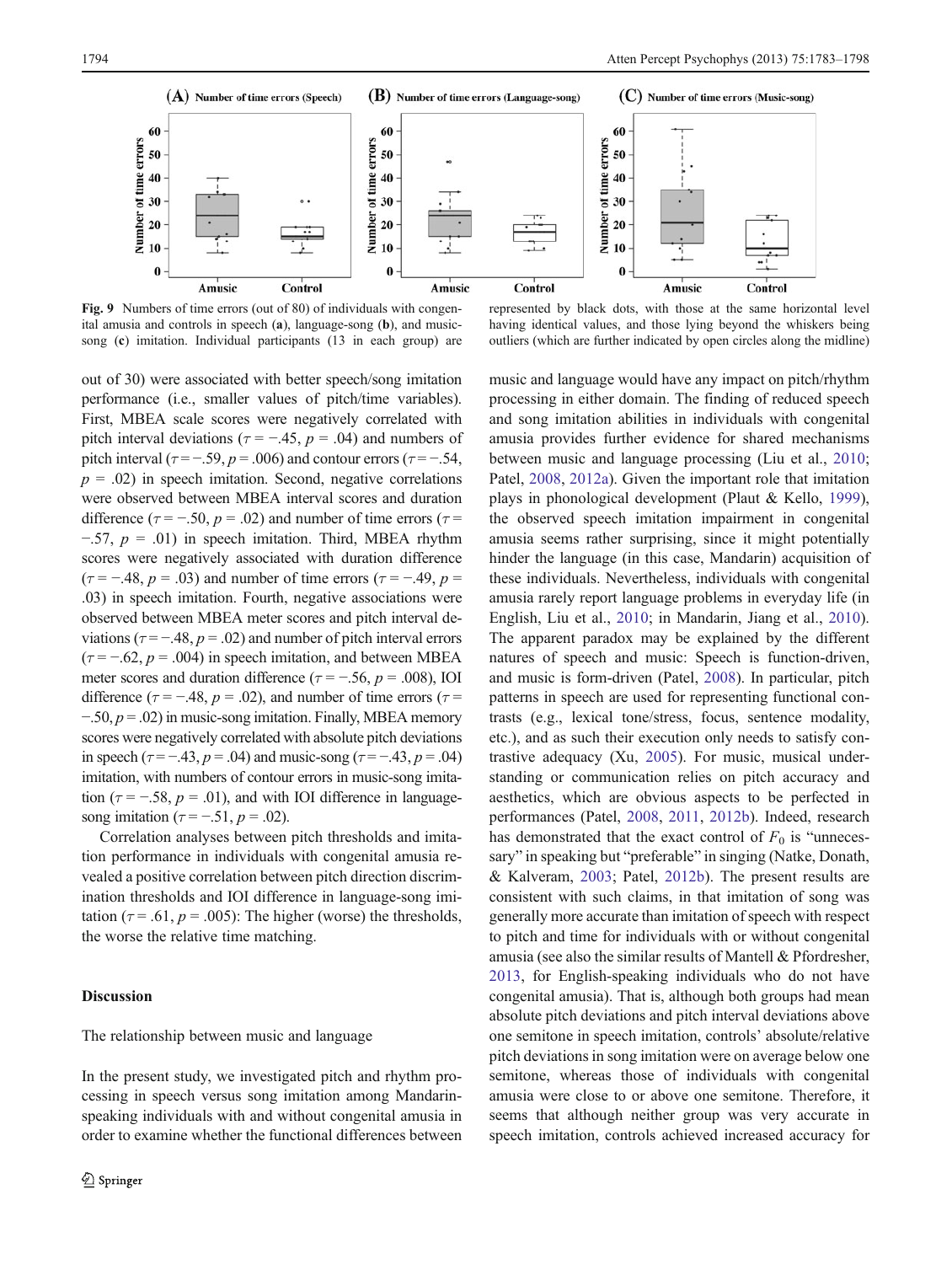**Fig. 9** Numbers of time errors (out of 80) of individuals with congenital amusia and controls in speech (**a**), language-song (**b**), and music-song (**c**) imitation. Individual participants (13 in each group) are represented by black dots, with those at the same horizontal level having identical values, and those lying beyond the whiskers being outliers (which are further indicated by open circles along the midline)

out of 30) were associated with better speech/song imitation performance (i.e., smaller values of pitch/time variables). First, MBEA scale scores were negatively correlated with pitch interval deviations ($\tau = -.45$, $p = .04$) and numbers of pitch interval ($\tau = -.59$, $p = .006$) and contour errors ($\tau = -.54$, $p = .02$) in speech imitation. Second, negative correlations were observed between MBEA interval scores and duration difference ($\tau = -.50$, $p = .02$) and number of time errors ($\tau = -.57$, $p = .01$) in speech imitation. Third, MBEA rhythm scores were negatively associated with duration difference ($\tau = -.48$, $p = .03$) and number of time errors ($\tau = -.49$, $p = .03$) in speech imitation. Fourth, negative associations were observed between MBEA meter scores and pitch interval deviations ($\tau = -.48$, $p = .02$) and number of pitch interval errors ($\tau = -.62$, $p = .004$) in speech imitation, and between MBEA meter scores and duration difference ($\tau = -.56$, $p = .008$), IOI difference ($\tau = -.48$, $p = .02$), and number of time errors ($\tau = -.50$, $p = .02$) in music-song imitation. Finally, MBEA memory scores were negatively correlated with absolute pitch deviations in speech ($\tau = -.43$, $p = .04$) and music-song ($\tau = -.43$, $p = .04$) imitation, with numbers of contour errors in music-song imitation ($\tau = -.58$, $p = .01$), and with IOI difference in language-song imitation ($\tau = -.51$, $p = .02$).

Correlation analyses between pitch thresholds and imitation performance in individuals with congenital amusia revealed a positive correlation between pitch direction discrimination thresholds and IOI difference in language-song imitation ($\tau = .61$, $p = .005$): The higher (worse) the thresholds, the worse the relative time matching.

## Discussion

### The relationship between music and language

In the present study, we investigated pitch and rhythm processing in speech versus song imitation among Mandarin-speaking individuals with and without congenital amusia in order to examine whether the functional differences between music and language would have any impact on pitch/rhythm processing in either domain. The finding of reduced speech and song imitation abilities in individuals with congenital amusia provides further evidence for shared mechanisms between music and language processing (Liu et al., 2010; Patel, 2008, 2012a). Given the important role that imitation plays in phonological development (Plaut & Kello, 1999), the observed speech imitation impairment in congenital amusia seems rather surprising, since it might potentially hinder the language (in this case, Mandarin) acquisition of these individuals. Nevertheless, individuals with congenital amusia rarely report language problems in everyday life (in English, Liu et al., 2010; in Mandarin, Jiang et al., 2010). The apparent paradox may be explained by the different natures of speech and music: Speech is function-driven, and music is form-driven (Patel, 2008). In particular, pitch patterns in speech are used for representing functional contrasts (e.g., lexical tone/stress, focus, sentence modality, etc.), and as such their execution only needs to satisfy contrastive adequacy (Xu, 2005). For music, musical understanding or communication relies on pitch accuracy and aesthetics, which are obvious aspects to be perfected in performances (Patel, 2008, 2011, 2012b). Indeed, research has demonstrated that the exact control of $F_0$ is "unnecessary" in speaking but "preferable" in singing (Natke, Donath, & Kalveram, 2003; Patel, 2012b). The present results are consistent with such claims, in that imitation of song was generally more accurate than imitation of speech with respect to pitch and time for individuals with or without congenital amusia (see also the similar results of Mantell & Pfordresher, 2013, for English-speaking individuals who do not have congenital amusia). That is, although both groups had mean absolute pitch deviations and pitch interval deviations above one semitone in speech imitation, controls' absolute/relative pitch deviations in song imitation were on average below one semitone, whereas those of individuals with congenital amusia were close to or above one semitone. Therefore, it seems that although neither group was very accurate in speech imitation, controls achieved increased accuracy for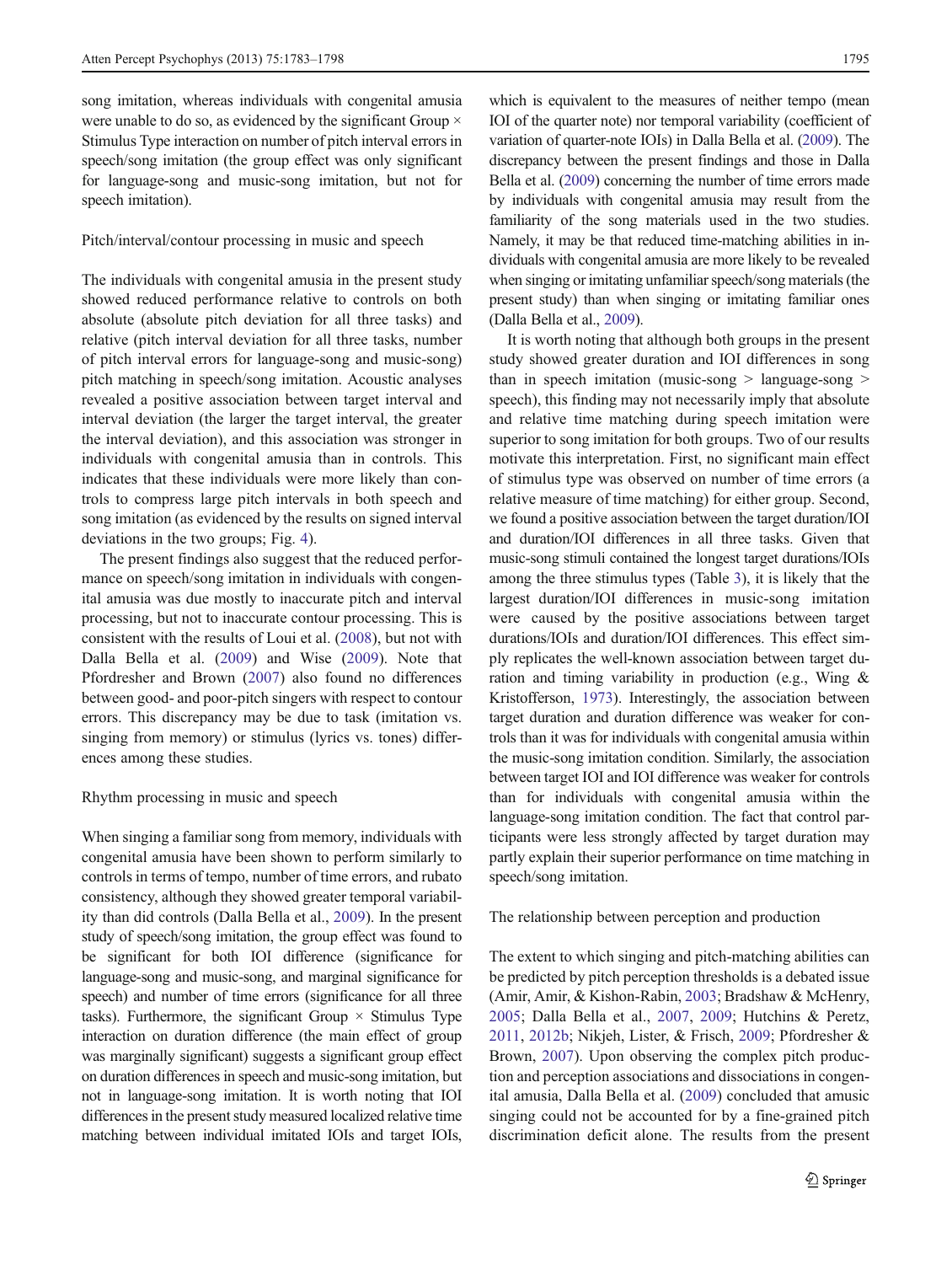song imitation, whereas individuals with congenital amusia were unable to do so, as evidenced by the significant Group × Stimulus Type interaction on number of pitch interval errors in speech/song imitation (the group effect was only significant for language-song and music-song imitation, but not for speech imitation).

### Pitch/interval/contour processing in music and speech

The individuals with congenital amusia in the present study showed reduced performance relative to controls on both absolute (absolute pitch deviation for all three tasks) and relative (pitch interval deviation for all three tasks, number of pitch interval errors for language-song and music-song) pitch matching in speech/song imitation. Acoustic analyses revealed a positive association between target interval and interval deviation (the larger the target interval, the greater the interval deviation), and this association was stronger in individuals with congenital amusia than in controls. This indicates that these individuals were more likely than controls to compress large pitch intervals in both speech and song imitation (as evidenced by the results on signed interval deviations in the two groups; Fig. 4).

The present findings also suggest that the reduced performance on speech/song imitation in individuals with congenital amusia was due mostly to inaccurate pitch and interval processing, but not to inaccurate contour processing. This is consistent with the results of Loui et al. (2008), but not with Dalla Bella et al. (2009) and Wise (2009). Note that Pfordresher and Brown (2007) also found no differences between good- and poor-pitch singers with respect to contour errors. This discrepancy may be due to task (imitation vs. singing from memory) or stimulus (lyrics vs. tones) differences among these studies.

### Rhythm processing in music and speech

When singing a familiar song from memory, individuals with congenital amusia have been shown to perform similarly to controls in terms of tempo, number of time errors, and rubato consistency, although they showed greater temporal variability than did controls (Dalla Bella et al., 2009). In the present study of speech/song imitation, the group effect was found to be significant for both IOI difference (significance for language-song and music-song, and marginal significance for speech) and number of time errors (significance for all three tasks). Furthermore, the significant Group × Stimulus Type interaction on duration difference (the main effect of group was marginally significant) suggests a significant group effect on duration differences in speech and music-song imitation, but not in language-song imitation. It is worth noting that IOI differences in the present study measured localized relative time matching between individual imitated IOIs and target IOIs, which is equivalent to the measures of neither tempo (mean IOI of the quarter note) nor temporal variability (coefficient of variation of quarter-note IOIs) in Dalla Bella et al. (2009). The discrepancy between the present findings and those in Dalla Bella et al. (2009) concerning the number of time errors made by individuals with congenital amusia may result from the familiarity of the song materials used in the two studies. Namely, it may be that reduced time-matching abilities in individuals with congenital amusia are more likely to be revealed when singing or imitating unfamiliar speech/song materials (the present study) than when singing or imitating familiar ones (Dalla Bella et al., 2009).

It is worth noting that although both groups in the present study showed greater duration and IOI differences in song than in speech imitation (music-song > language-song > speech), this finding may not necessarily imply that absolute and relative time matching during speech imitation were superior to song imitation for both groups. Two of our results motivate this interpretation. First, no significant main effect of stimulus type was observed on number of time errors (a relative measure of time matching) for either group. Second, we found a positive association between the target duration/IOI and duration/IOI differences in all three tasks. Given that music-song stimuli contained the longest target durations/IOIs among the three stimulus types (Table 3), it is likely that the largest duration/IOI differences in music-song imitation were caused by the positive associations between target durations/IOIs and duration/IOI differences. This effect simply replicates the well-known association between target duration and timing variability in production (e.g., Wing & Kristofferson, 1973). Interestingly, the association between target duration and duration difference was weaker for controls than it was for individuals with congenital amusia within the music-song imitation condition. Similarly, the association between target IOI and IOI difference was weaker for controls than for individuals with congenital amusia within the language-song imitation condition. The fact that control participants were less strongly affected by target duration may partly explain their superior performance on time matching in speech/song imitation.

### The relationship between perception and production

The extent to which singing and pitch-matching abilities can be predicted by pitch perception thresholds is a debated issue (Amir, Amir, & Kishon-Rabin, 2003; Bradshaw & McHenry, 2005; Dalla Bella et al., 2007, 2009; Hutchins & Peretz, 2011, 2012b; Nikjeh, Lister, & Frisch, 2009; Pfordresher & Brown, 2007). Upon observing the complex pitch production and perception associations and dissociations in congenital amusia, Dalla Bella et al. (2009) concluded that amusic singing could not be accounted for by a fine-grained pitch discrimination deficit alone. The results from the present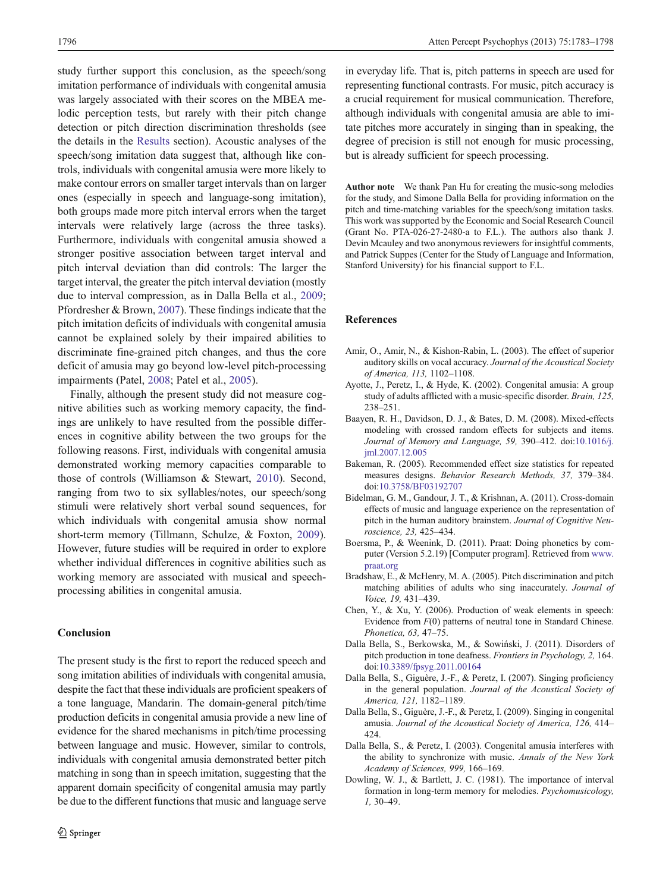study further support this conclusion, as the speech/song imitation performance of individuals with congenital amusia was largely associated with their scores on the MBEA melodic perception tests, but rarely with their pitch change detection or pitch direction discrimination thresholds (see the details in the Results section). Acoustic analyses of the speech/song imitation data suggest that, although like controls, individuals with congenital amusia were more likely to make contour errors on smaller target intervals than on larger ones (especially in speech and language-song imitation), both groups made more pitch interval errors when the target intervals were relatively large (across the three tasks). Furthermore, individuals with congenital amusia showed a stronger positive association between target interval and pitch interval deviation than did controls: The larger the target interval, the greater the pitch interval deviation (mostly due to interval compression, as in Dalla Bella et al., 2009; Pfordresher & Brown, 2007). These findings indicate that the pitch imitation deficits of individuals with congenital amusia cannot be explained solely by their impaired abilities to discriminate fine-grained pitch changes, and thus the core deficit of amusia may go beyond low-level pitch-processing impairments (Patel, 2008; Patel et al., 2005).

Finally, although the present study did not measure cognitive abilities such as working memory capacity, the findings are unlikely to have resulted from the possible differences in cognitive ability between the two groups for the following reasons. First, individuals with congenital amusia demonstrated working memory capacities comparable to those of controls (Williamson & Stewart, 2010). Second, ranging from two to six syllables/notes, our speech/song stimuli were relatively short verbal sound sequences, for which individuals with congenital amusia show normal short-term memory (Tillmann, Schulze, & Foxton, 2009). However, future studies will be required in order to explore whether individual differences in cognitive abilities such as working memory are associated with musical and speech-processing abilities in congenital amusia.

## Conclusion

The present study is the first to report the reduced speech and song imitation abilities of individuals with congenital amusia, despite the fact that these individuals are proficient speakers of a tone language, Mandarin. The domain-general pitch/time production deficits in congenital amusia provide a new line of evidence for the shared mechanisms in pitch/time processing between language and music. However, similar to controls, individuals with congenital amusia demonstrated better pitch matching in song than in speech imitation, suggesting that the apparent domain specificity of congenital amusia may partly be due to the different functions that music and language serve in everyday life. That is, pitch patterns in speech are used for representing functional contrasts. For music, pitch accuracy is a crucial requirement for musical communication. Therefore, although individuals with congenital amusia are able to imitate pitches more accurately in singing than in speaking, the degree of precision is still not enough for music processing, but is already sufficient for speech processing.

**Author note** We thank Pan Hu for creating the music-song melodies for the study, and Simone Dalla Bella for providing information on the pitch and time-matching variables for the speech/song imitation tasks. This work was supported by the Economic and Social Research Council (Grant No. PTA-026-27-2480-a to F.L.). The authors also thank J. Devin Mcauley and two anonymous reviewers for insightful comments, and Patrick Suppes (Center for the Study of Language and Information, Stanford University) for his financial support to F.L.

## References

Amir, O., Amir, N., & Kishon-Rabin, L. (2003). The effect of superior auditory skills on vocal accuracy. *Journal of the Acoustical Society of America, 113,* 1102–1108.

Ayotte, J., Peretz, I., & Hyde, K. (2002). Congenital amusia: A group study of adults afflicted with a music-specific disorder. *Brain, 125,* 238–251.

Baayen, R. H., Davidson, D. J., & Bates, D. M. (2008). Mixed-effects modeling with crossed random effects for subjects and items. *Journal of Memory and Language, 59,* 390–412. doi:10.1016/j.jml.2007.12.005

Bakeman, R. (2005). Recommended effect size statistics for repeated measures designs. *Behavior Research Methods, 37,* 379–384. doi:10.3758/BF03192707

Bidelman, G. M., Gandour, J. T., & Krishnan, A. (2011). Cross-domain effects of music and language experience on the representation of pitch in the human auditory brainstem. *Journal of Cognitive Neuroscience, 23,* 425–434.

Boersma, P., & Weenink, D. (2011). Praat: Doing phonetics by computer (Version 5.2.19) [Computer program]. Retrieved from www.praat.org

Bradshaw, E., & McHenry, M. A. (2005). Pitch discrimination and pitch matching abilities of adults who sing inaccurately. *Journal of Voice, 19,* 431–439.

Chen, Y., & Xu, Y. (2006). Production of weak elements in speech: Evidence from $F(0)$ patterns of neutral tone in Standard Chinese. *Phonetica, 63,* 47–75.

Dalla Bella, S., Berkowska, M., & Sowiński, J. (2011). Disorders of pitch production in tone deafness. *Frontiers in Psychology, 2,* 164. doi:10.3389/fpsyg.2011.00164

Dalla Bella, S., Giguère, J.-F., & Peretz, I. (2007). Singing proficiency in the general population. *Journal of the Acoustical Society of America, 121,* 1182–1189.

Dalla Bella, S., Giguère, J.-F., & Peretz, I. (2009). Singing in congenital amusia. *Journal of the Acoustical Society of America, 126,* 414–424.

Dalla Bella, S., & Peretz, I. (2003). Congenital amusia interferes with the ability to synchronize with music. *Annals of the New York Academy of Sciences, 999,* 166–169.

Dowling, W. J., & Bartlett, J. C. (1981). The importance of interval formation in long-term memory for melodies. *Psychomusicology, 1,* 30–49.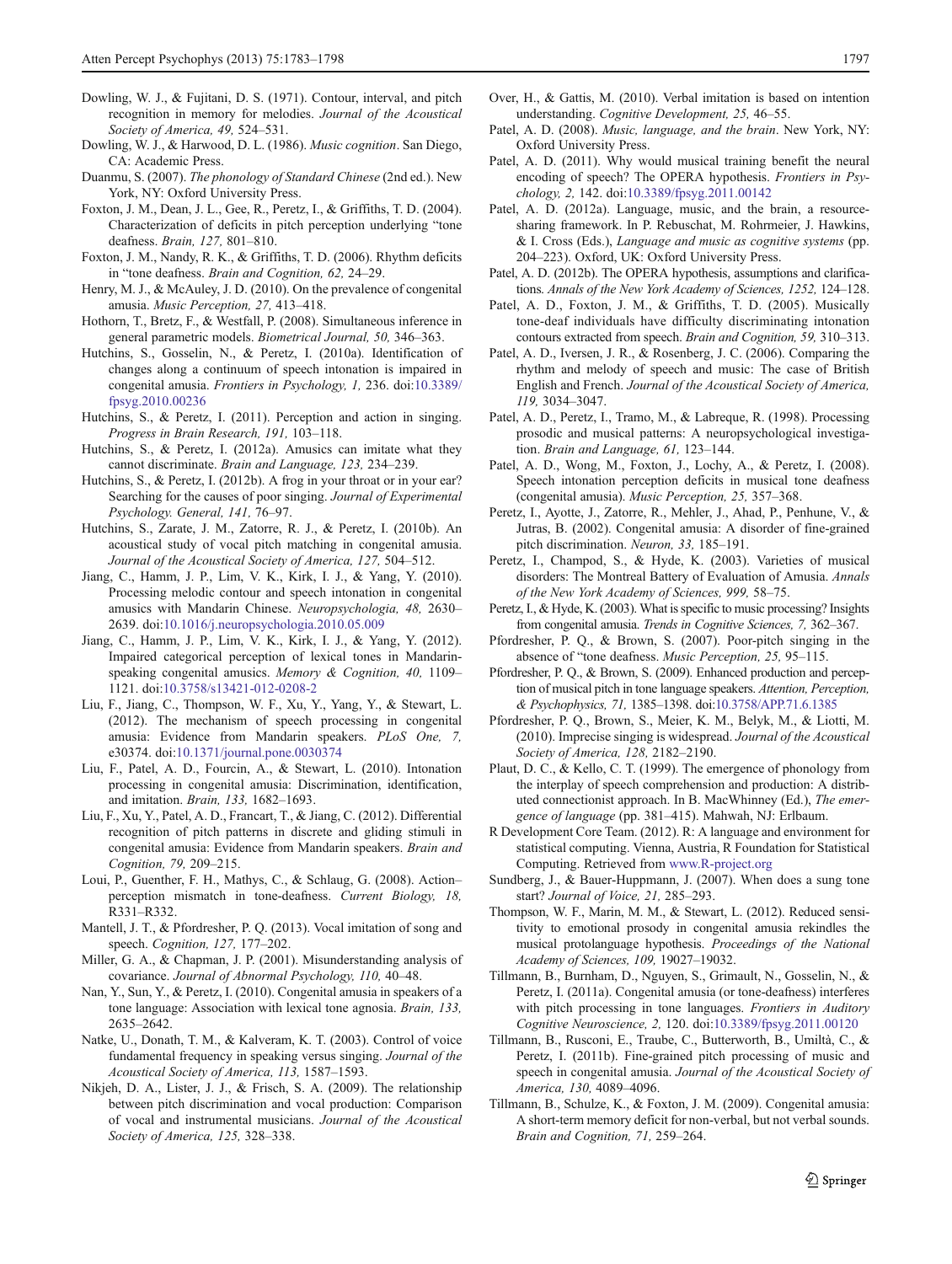Dowling, W. J., & Fujitani, D. S. (1971). Contour, interval, and pitch recognition in memory for melodies. *Journal of the Acoustical Society of America, 49,* 524–531.

Dowling, W. J., & Harwood, D. L. (1986). *Music cognition*. San Diego, CA: Academic Press.

Duanmu, S. (2007). *The phonology of Standard Chinese* (2nd ed.). New York, NY: Oxford University Press.

Foxton, J. M., Dean, J. L., Gee, R., Peretz, I., & Griffiths, T. D. (2004). Characterization of deficits in pitch perception underlying "tone deafness. *Brain, 127,* 801–810.

Foxton, J. M., Nandy, R. K., & Griffiths, T. D. (2006). Rhythm deficits in "tone deafness. *Brain and Cognition, 62,* 24–29.

Henry, M. J., & McAuley, J. D. (2010). On the prevalence of congenital amusia. *Music Perception, 27,* 413–418.

Hothorn, T., Bretz, F., & Westfall, P. (2008). Simultaneous inference in general parametric models. *Biometrical Journal, 50,* 346–363.

Hutchins, S., Gosselin, N., & Peretz, I. (2010a). Identification of changes along a continuum of speech intonation is impaired in congenital amusia. *Frontiers in Psychology, 1,* 236. doi:10.3389/fpsyg.2010.00236

Hutchins, S., & Peretz, I. (2011). Perception and action in singing. *Progress in Brain Research, 191,* 103–118.

Hutchins, S., & Peretz, I. (2012a). Amusics can imitate what they cannot discriminate. *Brain and Language, 123,* 234–239.

Hutchins, S., & Peretz, I. (2012b). A frog in your throat or in your ear? Searching for the causes of poor singing. *Journal of Experimental Psychology. General, 141,* 76–97.

Hutchins, S., Zarate, J. M., Zatorre, R. J., & Peretz, I. (2010b). An acoustical study of vocal pitch matching in congenital amusia. *Journal of the Acoustical Society of America, 127,* 504–512.

Jiang, C., Hamm, J. P., Lim, V. K., Kirk, I. J., & Yang, Y. (2010). Processing melodic contour and speech intonation in congenital amusics with Mandarin Chinese. *Neuropsychologia, 48,* 2630–2639. doi:10.1016/j.neuropsychologia.2010.05.009

Jiang, C., Hamm, J. P., Lim, V. K., Kirk, I. J., & Yang, Y. (2012). Impaired categorical perception of lexical tones in Mandarin-speaking congenital amusics. *Memory & Cognition, 40,* 1109–1121. doi:10.3758/s13421-012-0208-2

Liu, F., Jiang, C., Thompson, W. F., Xu, Y., Yang, Y., & Stewart, L. (2012). The mechanism of speech processing in congenital amusia: Evidence from Mandarin speakers. *PLoS One, 7,* e30374. doi:10.1371/journal.pone.0030374

Liu, F., Patel, A. D., Fourcin, A., & Stewart, L. (2010). Intonation processing in congenital amusia: Discrimination, identification, and imitation. *Brain, 133,* 1682–1693.

Liu, F., Xu, Y., Patel, A. D., Francart, T., & Jiang, C. (2012). Differential recognition of pitch patterns in discrete and gliding stimuli in congenital amusia: Evidence from Mandarin speakers. *Brain and Cognition, 79,* 209–215.

Loui, P., Guenther, F. H., Mathys, C., & Schlaug, G. (2008). Action–perception mismatch in tone-deafness. *Current Biology, 18,* R331–R332.

Mantell, J. T., & Pfordresher, P. Q. (2013). Vocal imitation of song and speech. *Cognition, 127,* 177–202.

Miller, G. A., & Chapman, J. P. (2001). Misunderstanding analysis of covariance. *Journal of Abnormal Psychology, 110,* 40–48.

Nan, Y., Sun, Y., & Peretz, I. (2010). Congenital amusia in speakers of a tone language: Association with lexical tone agnosia. *Brain, 133,* 2635–2642.

Natke, U., Donath, T. M., & Kalveram, K. T. (2003). Control of voice fundamental frequency in speaking versus singing. *Journal of the Acoustical Society of America, 113,* 1587–1593.

Nikjeh, D. A., Lister, J. J., & Frisch, S. A. (2009). The relationship between pitch discrimination and vocal production: Comparison of vocal and instrumental musicians. *Journal of the Acoustical Society of America, 125,* 328–338.

Over, H., & Gattis, M. (2010). Verbal imitation is based on intention understanding. *Cognitive Development, 25,* 46–55.

Patel, A. D. (2008). *Music, language, and the brain*. New York, NY: Oxford University Press.

Patel, A. D. (2011). Why would musical training benefit the neural encoding of speech? The OPERA hypothesis. *Frontiers in Psychology, 2,* 142. doi:10.3389/fpsyg.2011.00142

Patel, A. D. (2012a). Language, music, and the brain, a resource-sharing framework. In P. Rebuschat, M. Rohrmeier, J. Hawkins, & I. Cross (Eds.), *Language and music as cognitive systems* (pp. 204–223). Oxford, UK: Oxford University Press.

Patel, A. D. (2012b). The OPERA hypothesis, assumptions and clarifications. *Annals of the New York Academy of Sciences, 1252,* 124–128.

Patel, A. D., Foxton, J. M., & Griffiths, T. D. (2005). Musically tone-deaf individuals have difficulty discriminating intonation contours extracted from speech. *Brain and Cognition, 59,* 310–313.

Patel, A. D., Iversen, J. R., & Rosenberg, J. C. (2006). Comparing the rhythm and melody of speech and music: The case of British English and French. *Journal of the Acoustical Society of America, 119,* 3034–3047.

Patel, A. D., Peretz, I., Tramo, M., & Labreque, R. (1998). Processing prosodic and musical patterns: A neuropsychological investigation. *Brain and Language, 61,* 123–144.

Patel, A. D., Wong, M., Foxton, J., Lochy, A., & Peretz, I. (2008). Speech intonation perception deficits in musical tone deafness (congenital amusia). *Music Perception, 25,* 357–368.

Peretz, I., Ayotte, J., Zatorre, R., Mehler, J., Ahad, P., Penhune, V., & Jutras, B. (2002). Congenital amusia: A disorder of fine-grained pitch discrimination. *Neuron, 33,* 185–191.

Peretz, I., Champod, S., & Hyde, K. (2003). Varieties of musical disorders: The Montreal Battery of Evaluation of Amusia. *Annals of the New York Academy of Sciences, 999,* 58–75.

Peretz, I., & Hyde, K. (2003). What is specific to music processing? Insights from congenital amusia. *Trends in Cognitive Sciences, 7,* 362–367.

Pfordresher, P. Q., & Brown, S. (2007). Poor-pitch singing in the absence of "tone deafness. *Music Perception, 25,* 95–115.

Pfordresher, P. Q., & Brown, S. (2009). Enhanced production and perception of musical pitch in tone language speakers. *Attention, Perception, & Psychophysics, 71,* 1385–1398. doi:10.3758/APP.71.6.1385

Pfordresher, P. Q., Brown, S., Meier, K. M., Belyk, M., & Liotti, M. (2010). Imprecise singing is widespread. *Journal of the Acoustical Society of America, 128,* 2182–2190.

Plaut, D. C., & Kello, C. T. (1999). The emergence of phonology from the interplay of speech comprehension and production: A distributed connectionist approach. In B. MacWhinney (Ed.), *The emergence of language* (pp. 381–415). Mahwah, NJ: Erlbaum.

R Development Core Team. (2012). R: A language and environment for statistical computing. Vienna, Austria, R Foundation for Statistical Computing. Retrieved from www.R-project.org

Sundberg, J., & Bauer-Huppmann, J. (2007). When does a sung tone start? *Journal of Voice, 21,* 285–293.

Thompson, W. F., Marin, M. M., & Stewart, L. (2012). Reduced sensitivity to emotional prosody in congenital amusia rekindles the musical protolanguage hypothesis. *Proceedings of the National Academy of Sciences, 109,* 19027–19032.

Tillmann, B., Burnham, D., Nguyen, S., Grimault, N., Gosselin, N., & Peretz, I. (2011a). Congenital amusia (or tone-deafness) interferes with pitch processing in tone languages. *Frontiers in Auditory Cognitive Neuroscience, 2,* 120. doi:10.3389/fpsyg.2011.00120

Tillmann, B., Rusconi, E., Traube, C., Butterworth, B., Umiltà, C., & Peretz, I. (2011b). Fine-grained pitch processing of music and speech in congenital amusia. *Journal of the Acoustical Society of America, 130,* 4089–4096.

Tillmann, B., Schulze, K., & Foxton, J. M. (2009). Congenital amusia: A short-term memory deficit for non-verbal, but not verbal sounds. *Brain and Cognition, 71,* 259–264.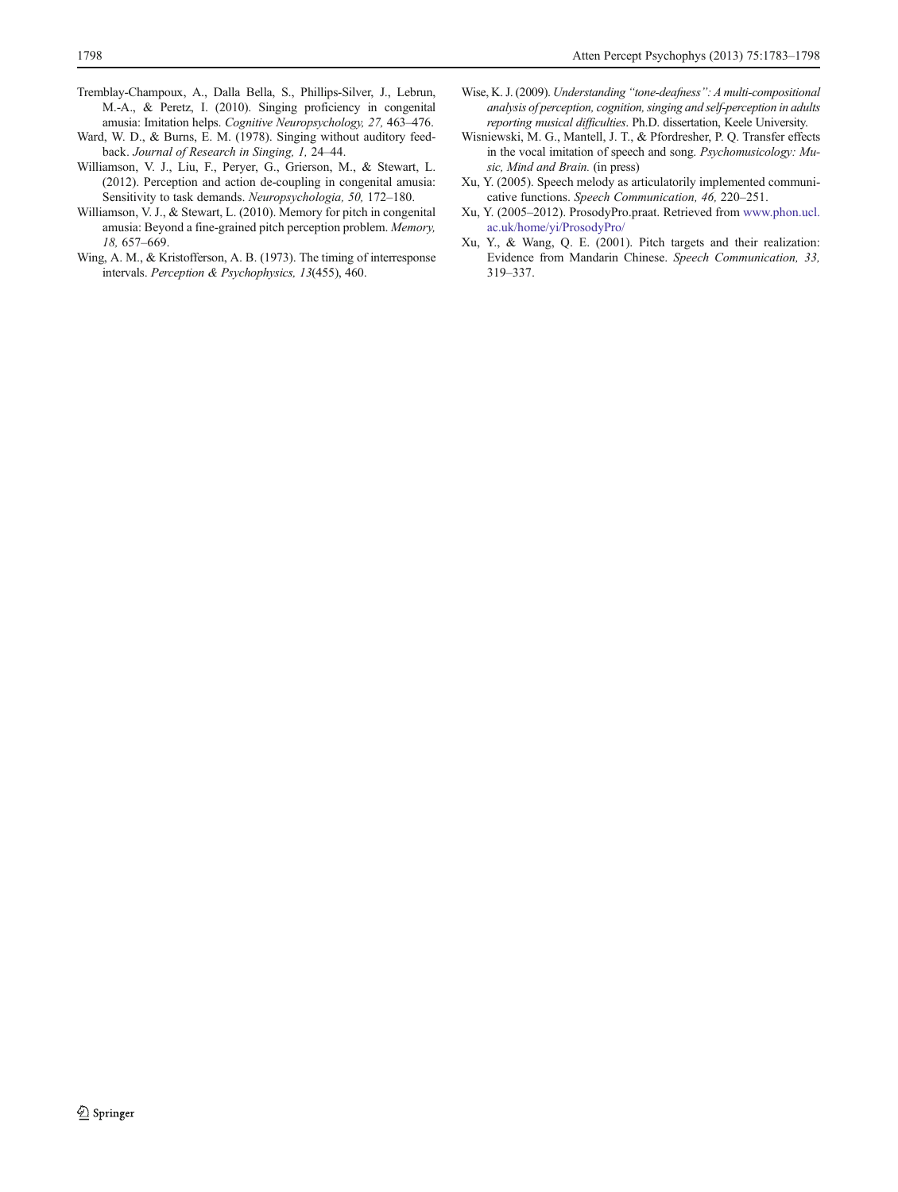Tremblay-Champoux, A., Dalla Bella, S., Phillips-Silver, J., Lebrun, M.-A., & Peretz, I. (2010). Singing proficiency in congenital amusia: Imitation helps. *Cognitive Neuropsychology, 27,* 463–476.

Ward, W. D., & Burns, E. M. (1978). Singing without auditory feedback. *Journal of Research in Singing, 1,* 24–44.

Williamson, V. J., Liu, F., Peryer, G., Grierson, M., & Stewart, L. (2012). Perception and action de-coupling in congenital amusia: Sensitivity to task demands. *Neuropsychologia, 50,* 172–180.

Williamson, V. J., & Stewart, L. (2010). Memory for pitch in congenital amusia: Beyond a fine-grained pitch perception problem. *Memory, 18,* 657–669.

Wing, A. M., & Kristofferson, A. B. (1973). The timing of interresponse intervals. *Perception & Psychophysics, 13*(455), 460.

Wise, K. J. (2009). *Understanding "tone-deafness": A multi-compositional analysis of perception, cognition, singing and self-perception in adults reporting musical difficulties*. Ph.D. dissertation, Keele University.

Wisniewski, M. G., Mantell, J. T., & Pfordresher, P. Q. Transfer effects in the vocal imitation of speech and song. *Psychomusicology: Music, Mind and Brain.* (in press)

Xu, Y. (2005). Speech melody as articulatorily implemented communicative functions. *Speech Communication, 46,* 220–251.

Xu, Y. (2005–2012). ProsodyPro.praat. Retrieved from www.phon.ucl.ac.uk/home/yi/ProsodyPro/

Xu, Y., & Wang, Q. E. (2001). Pitch targets and their realization: Evidence from Mandarin Chinese. *Speech Communication, 33,* 319–337.